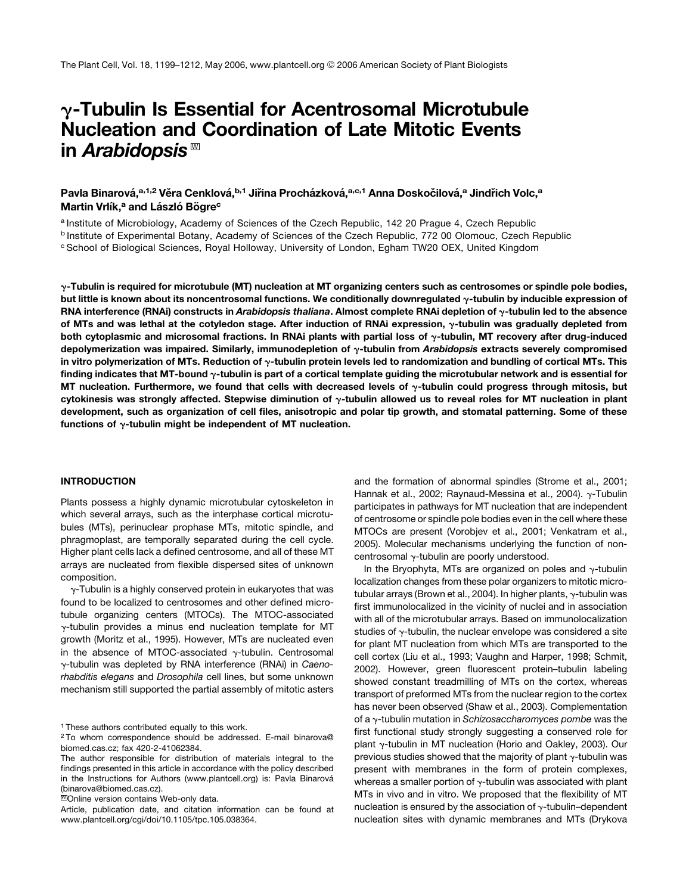# γ-Tubulin Is Essential for Acentrosomal Microtubule Nucleation and Coordination of Late Mitotic Events in *Arabidopsis*

Pavla Binarová,[a,1,2] Věra Cenklová,[b,1] Jiřina Procházková,[a,c,1] Anna Doskočilová,[a] Jindřich Volc,[a] Martin Vrlík,[a] and László Bögre[c]

[a] Institute of Microbiology, Academy of Sciences of the Czech Republic, 142 20 Prague 4, Czech Republic
[b] Institute of Experimental Botany, Academy of Sciences of the Czech Republic, 772 00 Olomouc, Czech Republic
[c] School of Biological Sciences, Royal Holloway, University of London, Egham TW20 OEX, United Kingdom

**γ-Tubulin is required for microtubule (MT) nucleation at MT organizing centers such as centrosomes or spindle pole bodies, but little is known about its noncentrosomal functions. We conditionally downregulated γ-tubulin by inducible expression of RNA interference (RNAi) constructs in *Arabidopsis thaliana*. Almost complete RNAi depletion of γ-tubulin led to the absence of MTs and was lethal at the cotyledon stage. After induction of RNAi expression, γ-tubulin was gradually depleted from both cytoplasmic and microsomal fractions. In RNAi plants with partial loss of γ-tubulin, MT recovery after drug-induced depolymerization was impaired. Similarly, immunodepletion of γ-tubulin from *Arabidopsis* extracts severely compromised in vitro polymerization of MTs. Reduction of γ-tubulin protein levels led to randomization and bundling of cortical MTs. This finding indicates that MT-bound γ-tubulin is part of a cortical template guiding the microtubular network and is essential for MT nucleation. Furthermore, we found that cells with decreased levels of γ-tubulin could progress through mitosis, but cytokinesis was strongly affected. Stepwise diminution of γ-tubulin allowed us to reveal roles for MT nucleation in plant development, such as organization of cell files, anisotropic and polar tip growth, and stomatal patterning. Some of these functions of γ-tubulin might be independent of MT nucleation.**

## INTRODUCTION

Plants possess a highly dynamic microtubular cytoskeleton in which several arrays, such as the interphase cortical microtubules (MTs), perinuclear prophase MTs, mitotic spindle, and phragmoplast, are temporally separated during the cell cycle. Higher plant cells lack a defined centrosome, and all of these MT arrays are nucleated from flexible dispersed sites of unknown composition.

γ-Tubulin is a highly conserved protein in eukaryotes that was found to be localized to centrosomes and other defined microtubule organizing centers (MTOCs). The MTOC-associated γ-tubulin provides a minus end nucleation template for MT growth (Moritz et al., 1995). However, MTs are nucleated even in the absence of MTOC-associated γ-tubulin. Centrosomal γ-tubulin was depleted by RNA interference (RNAi) in *Caenorhabditis elegans* and *Drosophila* cell lines, but some unknown mechanism still supported the partial assembly of mitotic asters and the formation of abnormal spindles (Strome et al., 2001; Hannak et al., 2002; Raynaud-Messina et al., 2004). γ-Tubulin participates in pathways for MT nucleation that are independent of centrosome or spindle pole bodies even in the cell where these MTOCs are present (Vorobjev et al., 2001; Venkatram et al., 2005). Molecular mechanisms underlying the function of noncentrosomal γ-tubulin are poorly understood.

In the Bryophyta, MTs are organized on poles and γ-tubulin localization changes from these polar organizers to mitotic microtubular arrays (Brown et al., 2004). In higher plants, γ-tubulin was first immunolocalized in the vicinity of nuclei and in association with all of the microtubular arrays. Based on immunolocalization studies of γ-tubulin, the nuclear envelope was considered a site for plant MT nucleation from which MTs are transported to the cell cortex (Liu et al., 1993; Vaughn and Harper, 1998; Schmit, 2002). However, green fluorescent protein–tubulin labeling showed constant treadmilling of MTs on the cortex, whereas transport of preformed MTs from the nuclear region to the cortex has never been observed (Shaw et al., 2003). Complementation of a γ-tubulin mutation in *Schizosaccharomyces pombe* was the first functional study strongly suggesting a conserved role for plant γ-tubulin in MT nucleation (Horio and Oakley, 2003). Our previous studies showed that the majority of plant γ-tubulin was present with membranes in the form of protein complexes, whereas a smaller portion of γ-tubulin was associated with plant MTs in vivo and in vitro. We proposed that the flexibility of MT nucleation is ensured by the association of γ-tubulin–dependent nucleation sites with dynamic membranes and MTs (Drykova

---

[1] These authors contributed equally to this work.
[2] To whom correspondence should be addressed. E-mail binarova@biomed.cas.cz; fax 420-2-41062384.
The author responsible for distribution of materials integral to the findings presented in this article in accordance with the policy described in the Instructions for Authors (www.plantcell.org) is: Pavla Binarová (binarova@biomed.cas.cz).
[W] Online version contains Web-only data.
Article, publication date, and citation information can be found at www.plantcell.org/cgi/doi/10.1105/tpc.105.038364.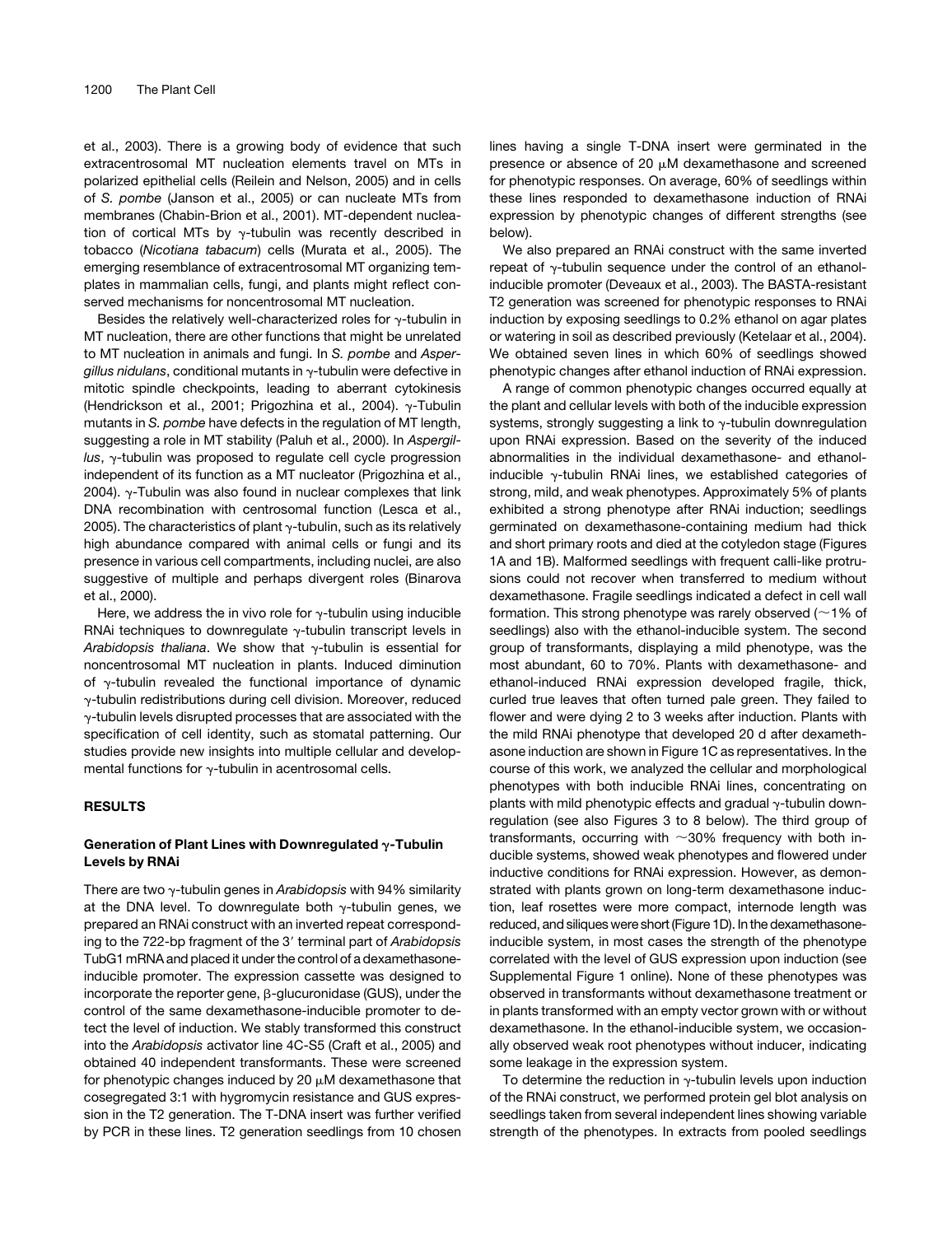et al., 2003). There is a growing body of evidence that such extracentrosomal MT nucleation elements travel on MTs in polarized epithelial cells (Reilein and Nelson, 2005) and in cells of *S. pombe* (Janson et al., 2005) or can nucleate MTs from membranes (Chabin-Brion et al., 2001). MT-dependent nucleation of cortical MTs by γ-tubulin was recently described in tobacco (*Nicotiana tabacum*) cells (Murata et al., 2005). The emerging resemblance of extracentrosomal MT organizing templates in mammalian cells, fungi, and plants might reflect conserved mechanisms for noncentrosomal MT nucleation.

Besides the relatively well-characterized roles for γ-tubulin in MT nucleation, there are other functions that might be unrelated to MT nucleation in animals and fungi. In *S. pombe* and *Aspergillus nidulans*, conditional mutants in γ-tubulin were defective in mitotic spindle checkpoints, leading to aberrant cytokinesis (Hendrickson et al., 2001; Prigozhina et al., 2004). γ-Tubulin mutants in *S. pombe* have defects in the regulation of MT length, suggesting a role in MT stability (Paluh et al., 2000). In *Aspergillus*, γ-tubulin was proposed to regulate cell cycle progression independent of its function as a MT nucleator (Prigozhina et al., 2004). γ-Tubulin was also found in nuclear complexes that link DNA recombination with centrosomal function (Lesca et al., 2005). The characteristics of plant γ-tubulin, such as its relatively high abundance compared with animal cells or fungi and its presence in various cell compartments, including nuclei, are also suggestive of multiple and perhaps divergent roles (Binarova et al., 2000).

Here, we address the in vivo role for γ-tubulin using inducible RNAi techniques to downregulate γ-tubulin transcript levels in *Arabidopsis thaliana*. We show that γ-tubulin is essential for noncentrosomal MT nucleation in plants. Induced diminution of γ-tubulin revealed the functional importance of dynamic γ-tubulin redistributions during cell division. Moreover, reduced γ-tubulin levels disrupted processes that are associated with the specification of cell identity, such as stomatal patterning. Our studies provide new insights into multiple cellular and developmental functions for γ-tubulin in acentrosomal cells.

## RESULTS

### Generation of Plant Lines with Downregulated γ-Tubulin Levels by RNAi

There are two γ-tubulin genes in *Arabidopsis* with 94% similarity at the DNA level. To downregulate both γ-tubulin genes, we prepared an RNAi construct with an inverted repeat corresponding to the 722-bp fragment of the 3′ terminal part of *Arabidopsis* TubG1 mRNA and placed it under the control of a dexamethasone-inducible promoter. The expression cassette was designed to incorporate the reporter gene, β-glucuronidase (GUS), under the control of the same dexamethasone-inducible promoter to detect the level of induction. We stably transformed this construct into the *Arabidopsis* activator line 4C-S5 (Craft et al., 2005) and obtained 40 independent transformants. These were screened for phenotypic changes induced by 20 μM dexamethasone that cosegregated 3:1 with hygromycin resistance and GUS expression in the T2 generation. The T-DNA insert was further verified by PCR in these lines. T2 generation seedlings from 10 chosen lines having a single T-DNA insert were germinated in the presence or absence of 20 μM dexamethasone and screened for phenotypic responses. On average, 60% of seedlings within these lines responded to dexamethasone induction of RNAi expression by phenotypic changes of different strengths (see below).

We also prepared an RNAi construct with the same inverted repeat of γ-tubulin sequence under the control of an ethanol-inducible promoter (Deveaux et al., 2003). The BASTA-resistant T2 generation was screened for phenotypic responses to RNAi induction by exposing seedlings to 0.2% ethanol on agar plates or watering in soil as described previously (Ketelaar et al., 2004). We obtained seven lines in which 60% of seedlings showed phenotypic changes after ethanol induction of RNAi expression.

A range of common phenotypic changes occurred equally at the plant and cellular levels with both of the inducible expression systems, strongly suggesting a link to γ-tubulin downregulation upon RNAi expression. Based on the severity of the induced abnormalities in the individual dexamethasone- and ethanol-inducible γ-tubulin RNAi lines, we established categories of strong, mild, and weak phenotypes. Approximately 5% of plants exhibited a strong phenotype after RNAi induction; seedlings germinated on dexamethasone-containing medium had thick and short primary roots and died at the cotyledon stage (Figures 1A and 1B). Malformed seedlings with frequent calli-like protrusions could not recover when transferred to medium without dexamethasone. Fragile seedlings indicated a defect in cell wall formation. This strong phenotype was rarely observed (~1% of seedlings) also with the ethanol-inducible system. The second group of transformants, displaying a mild phenotype, was the most abundant, 60 to 70%. Plants with dexamethasone- and ethanol-induced RNAi expression developed fragile, thick, curled true leaves that often turned pale green. They failed to flower and were dying 2 to 3 weeks after induction. Plants with the mild RNAi phenotype that developed 20 d after dexamethasone induction are shown in Figure 1C as representatives. In the course of this work, we analyzed the cellular and morphological phenotypes with both inducible RNAi lines, concentrating on plants with mild phenotypic effects and gradual γ-tubulin downregulation (see also Figures 3 to 8 below). The third group of transformants, occurring with ~30% frequency with both inducible systems, showed weak phenotypes and flowered under inductive conditions for RNAi expression. However, as demonstrated with plants grown on long-term dexamethasone induction, leaf rosettes were more compact, internode length was reduced, and siliques were short (Figure 1D). In the dexamethasone-inducible system, in most cases the strength of the phenotype correlated with the level of GUS expression upon induction (see Supplemental Figure 1 online). None of these phenotypes was observed in transformants without dexamethasone treatment or in plants transformed with an empty vector grown with or without dexamethasone. In the ethanol-inducible system, we occasionally observed weak root phenotypes without inducer, indicating some leakage in the expression system.

To determine the reduction in γ-tubulin levels upon induction of the RNAi construct, we performed protein gel blot analysis on seedlings taken from several independent lines showing variable strength of the phenotypes. In extracts from pooled seedlings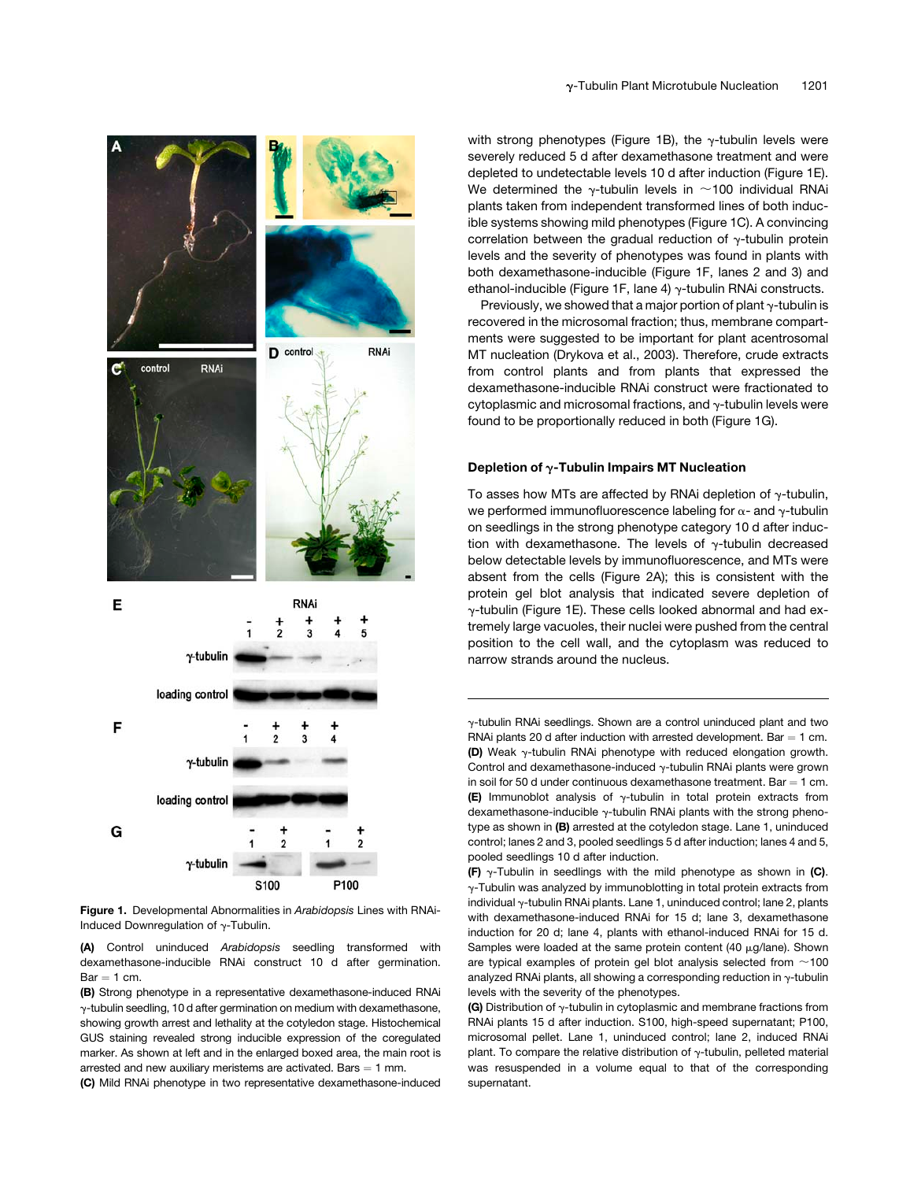with strong phenotypes (Figure 1B), the γ-tubulin levels were severely reduced 5 d after dexamethasone treatment and were depleted to undetectable levels 10 d after induction (Figure 1E). We determined the γ-tubulin levels in ~100 individual RNAi plants taken from independent transformed lines of both inducible systems showing mild phenotypes (Figure 1C). A convincing correlation between the gradual reduction of γ-tubulin protein levels and the severity of phenotypes was found in plants with both dexamethasone-inducible (Figure 1F, lanes 2 and 3) and ethanol-inducible (Figure 1F, lane 4) γ-tubulin RNAi constructs.

Previously, we showed that a major portion of plant γ-tubulin is recovered in the microsomal fraction; thus, membrane compartments were suggested to be important for plant acentrosomal MT nucleation (Drykova et al., 2003). Therefore, crude extracts from control plants and from plants that expressed the dexamethasone-inducible RNAi construct were fractionated to cytoplasmic and microsomal fractions, and γ-tubulin levels were found to be proportionally reduced in both (Figure 1G).

## Depletion of γ-Tubulin Impairs MT Nucleation

To asses how MTs are affected by RNAi depletion of γ-tubulin, we performed immunofluorescence labeling for α- and γ-tubulin on seedlings in the strong phenotype category 10 d after induction with dexamethasone. The levels of γ-tubulin decreased below detectable levels by immunofluorescence, and MTs were absent from the cells (Figure 2A); this is consistent with the protein gel blot analysis that indicated severe depletion of γ-tubulin (Figure 1E). These cells looked abnormal and had extremely large vacuoles, their nuclei were pushed from the central position to the cell wall, and the cytoplasm was reduced to narrow strands around the nucleus.

**Figure 1.** Developmental Abnormalities in *Arabidopsis* Lines with RNAi-Induced Downregulation of γ-Tubulin.

**(A)** Control uninduced *Arabidopsis* seedling transformed with dexamethasone-inducible RNAi construct 10 d after germination. Bar = 1 cm.

**(B)** Strong phenotype in a representative dexamethasone-induced RNAi γ-tubulin seedling, 10 d after germination on medium with dexamethasone, showing growth arrest and lethality at the cotyledon stage. Histochemical GUS staining revealed strong inducible expression of the coregulated marker. As shown at left and in the enlarged boxed area, the main root is arrested and new auxiliary meristems are activated. Bars = 1 mm.

**(C)** Mild RNAi phenotype in two representative dexamethasone-induced γ-tubulin RNAi seedlings. Shown are a control uninduced plant and two RNAi plants 20 d after induction with arrested development. Bar = 1 cm.

**(D)** Weak γ-tubulin RNAi phenotype with reduced elongation growth. Control and dexamethasone-induced γ-tubulin RNAi plants were grown in soil for 50 d under continuous dexamethasone treatment. Bar = 1 cm.

**(E)** Immunoblot analysis of γ-tubulin in total protein extracts from dexamethasone-inducible γ-tubulin RNAi plants with the strong phenotype as shown in **(B)** arrested at the cotyledon stage. Lane 1, uninduced control; lanes 2 and 3, pooled seedlings 5 d after induction; lanes 4 and 5, pooled seedlings 10 d after induction.

**(F)** γ-Tubulin in seedlings with the mild phenotype as shown in **(C)**. γ-Tubulin was analyzed by immunoblotting in total protein extracts from individual γ-tubulin RNAi plants. Lane 1, uninduced control; lane 2, plants with dexamethasone-induced RNAi for 15 d; lane 3, dexamethasone induction for 20 d; lane 4, plants with ethanol-induced RNAi for 15 d. Samples were loaded at the same protein content (40 μg/lane). Shown are typical examples of protein gel blot analysis selected from ~100 analyzed RNAi plants, all showing a corresponding reduction in γ-tubulin levels with the severity of the phenotypes.

**(G)** Distribution of γ-tubulin in cytoplasmic and membrane fractions from RNAi plants 15 d after induction. S100, high-speed supernatant; P100, microsomal pellet. Lane 1, uninduced control; lane 2, induced RNAi plant. To compare the relative distribution of γ-tubulin, pelleted material was resuspended in a volume equal to that of the corresponding supernatant.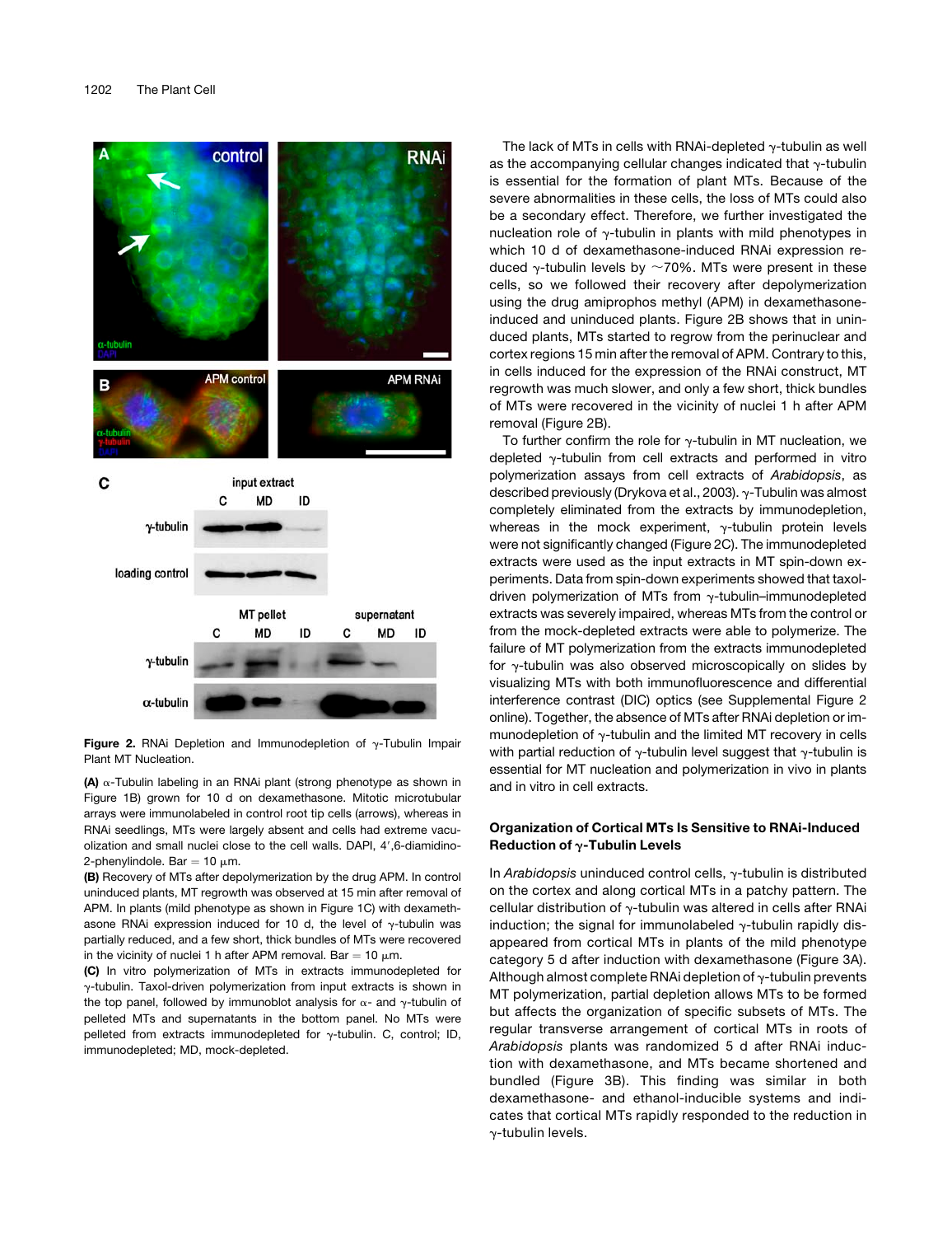**Figure 2.** RNAi Depletion and Immunodepletion of γ-Tubulin Impair Plant MT Nucleation.

**(A)** α-Tubulin labeling in an RNAi plant (strong phenotype as shown in Figure 1B) grown for 10 d on dexamethasone. Mitotic microtubular arrays were immunolabeled in control root tip cells (arrows), whereas in RNAi seedlings, MTs were largely absent and cells had extreme vacuolization and small nuclei close to the cell walls. DAPI, 4′,6-diamidino-2-phenylindole. Bar = 10 μm.

**(B)** Recovery of MTs after depolymerization by the drug APM. In control uninduced plants, MT regrowth was observed at 15 min after removal of APM. In plants (mild phenotype as shown in Figure 1C) with dexamethasone RNAi expression induced for 10 d, the level of γ-tubulin was partially reduced, and a few short, thick bundles of MTs were recovered in the vicinity of nuclei 1 h after APM removal. Bar = 10 μm.

**(C)** In vitro polymerization of MTs in extracts immunodepleted for γ-tubulin. Taxol-driven polymerization from input extracts is shown in the top panel, followed by immunoblot analysis for α- and γ-tubulin of pelleted MTs and supernatants in the bottom panel. No MTs were pelleted from extracts immunodepleted for γ-tubulin. C, control; ID, immunodepleted; MD, mock-depleted.

The lack of MTs in cells with RNAi-depleted γ-tubulin as well as the accompanying cellular changes indicated that γ-tubulin is essential for the formation of plant MTs. Because of the severe abnormalities in these cells, the loss of MTs could also be a secondary effect. Therefore, we further investigated the nucleation role of γ-tubulin in plants with mild phenotypes in which 10 d of dexamethasone-induced RNAi expression reduced γ-tubulin levels by ~70%. MTs were present in these cells, so we followed their recovery after depolymerization using the drug amiprophos methyl (APM) in dexamethasone-induced and uninduced plants. Figure 2B shows that in uninduced plants, MTs started to regrow from the perinuclear and cortex regions 15 min after the removal of APM. Contrary to this, in cells induced for the expression of the RNAi construct, MT regrowth was much slower, and only a few short, thick bundles of MTs were recovered in the vicinity of nuclei 1 h after APM removal (Figure 2B).

To further confirm the role for γ-tubulin in MT nucleation, we depleted γ-tubulin from cell extracts and performed in vitro polymerization assays from cell extracts of *Arabidopsis*, as described previously (Drykova et al., 2003). γ-Tubulin was almost completely eliminated from the extracts by immunodepletion, whereas in the mock experiment, γ-tubulin protein levels were not significantly changed (Figure 2C). The immunodepleted extracts were used as the input extracts in MT spin-down experiments. Data from spin-down experiments showed that taxol-driven polymerization of MTs from γ-tubulin–immunodepleted extracts was severely impaired, whereas MTs from the control or from the mock-depleted extracts were able to polymerize. The failure of MT polymerization from the extracts immunodepleted for γ-tubulin was also observed microscopically on slides by visualizing MTs with both immunofluorescence and differential interference contrast (DIC) optics (see Supplemental Figure 2 online). Together, the absence of MTs after RNAi depletion or immunodepletion of γ-tubulin and the limited MT recovery in cells with partial reduction of γ-tubulin level suggest that γ-tubulin is essential for MT nucleation and polymerization in vivo in plants and in vitro in cell extracts.

## Organization of Cortical MTs Is Sensitive to RNAi-Induced Reduction of γ-Tubulin Levels

In *Arabidopsis* uninduced control cells, γ-tubulin is distributed on the cortex and along cortical MTs in a patchy pattern. The cellular distribution of γ-tubulin was altered in cells after RNAi induction; the signal for immunolabeled γ-tubulin rapidly disappeared from cortical MTs in plants of the mild phenotype category 5 d after induction with dexamethasone (Figure 3A). Although almost complete RNAi depletion of γ-tubulin prevents MT polymerization, partial depletion allows MTs to be formed but affects the organization of specific subsets of MTs. The regular transverse arrangement of cortical MTs in roots of *Arabidopsis* plants was randomized 5 d after RNAi induction with dexamethasone, and MTs became shortened and bundled (Figure 3B). This finding was similar in both dexamethasone- and ethanol-inducible systems and indicates that cortical MTs rapidly responded to the reduction in γ-tubulin levels.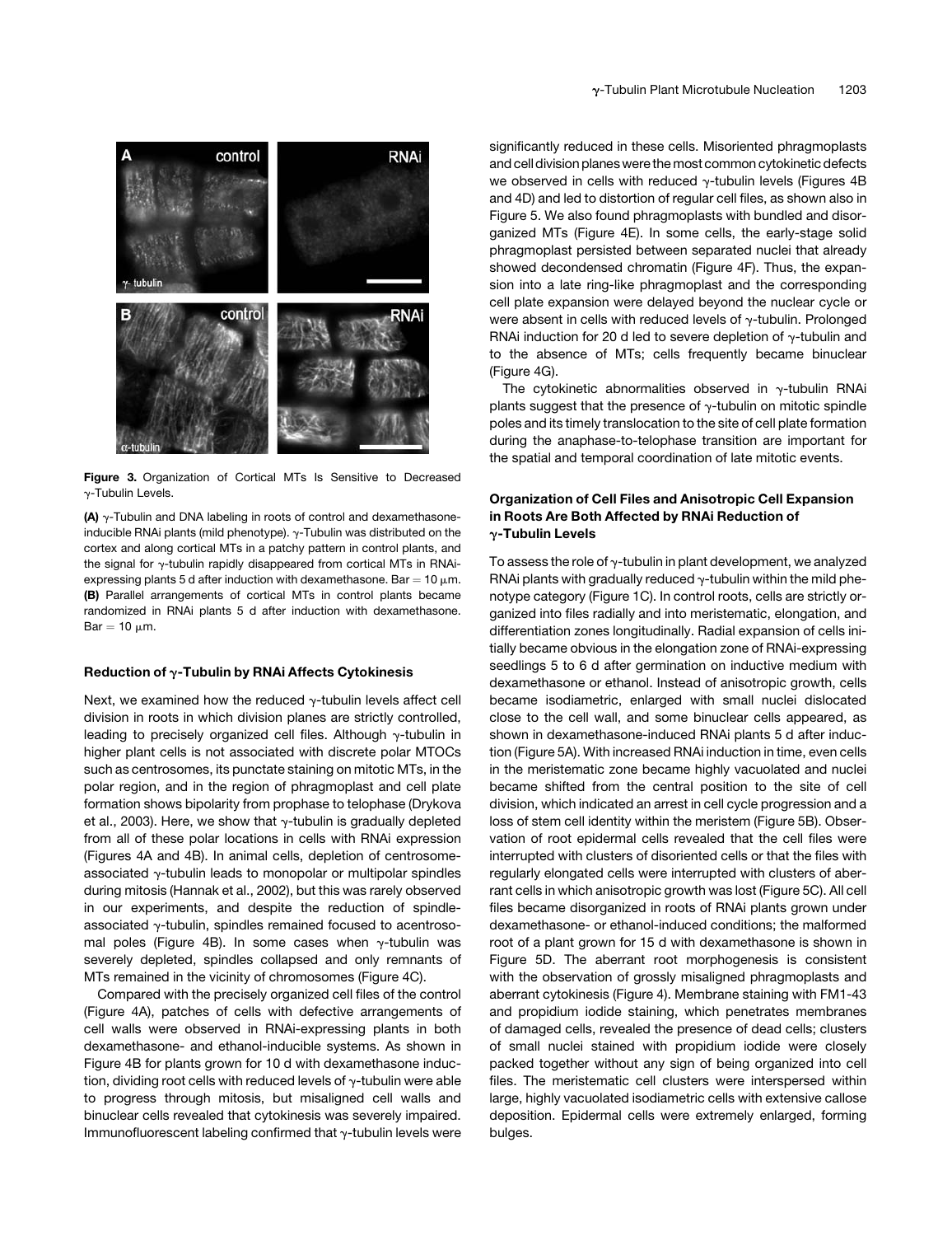**Figure 3.** Organization of Cortical MTs Is Sensitive to Decreased γ-Tubulin Levels.

**(A)** γ-Tubulin and DNA labeling in roots of control and dexamethasone-inducible RNAi plants (mild phenotype). γ-Tubulin was distributed on the cortex and along cortical MTs in a patchy pattern in control plants, and the signal for γ-tubulin rapidly disappeared from cortical MTs in RNAi-expressing plants 5 d after induction with dexamethasone. Bar = 10 μm.
**(B)** Parallel arrangements of cortical MTs in control plants became randomized in RNAi plants 5 d after induction with dexamethasone. Bar = 10 μm.

### Reduction of γ-Tubulin by RNAi Affects Cytokinesis

Next, we examined how the reduced γ-tubulin levels affect cell division in roots in which division planes are strictly controlled, leading to precisely organized cell files. Although γ-tubulin in higher plant cells is not associated with discrete polar MTOCs such as centrosomes, its punctate staining on mitotic MTs, in the polar region, and in the region of phragmoplast and cell plate formation shows bipolarity from prophase to telophase (Drykova et al., 2003). Here, we show that γ-tubulin is gradually depleted from all of these polar locations in cells with RNAi expression (Figures 4A and 4B). In animal cells, depletion of centrosome-associated γ-tubulin leads to monopolar or multipolar spindles during mitosis (Hannak et al., 2002), but this was rarely observed in our experiments, and despite the reduction of spindle-associated γ-tubulin, spindles remained focused to acentrosomal poles (Figure 4B). In some cases when γ-tubulin was severely depleted, spindles collapsed and only remnants of MTs remained in the vicinity of chromosomes (Figure 4C).

Compared with the precisely organized cell files of the control (Figure 4A), patches of cells with defective arrangements of cell walls were observed in RNAi-expressing plants in both dexamethasone- and ethanol-inducible systems. As shown in Figure 4B for plants grown for 10 d with dexamethasone induction, dividing root cells with reduced levels of γ-tubulin were able to progress through mitosis, but misaligned cell walls and binuclear cells revealed that cytokinesis was severely impaired. Immunofluorescent labeling confirmed that γ-tubulin levels were significantly reduced in these cells. Misoriented phragmoplasts and cell division planes were the most common cytokinetic defects we observed in cells with reduced γ-tubulin levels (Figures 4B and 4D) and led to distortion of regular cell files, as shown also in Figure 5. We also found phragmoplasts with bundled and disorganized MTs (Figure 4E). In some cells, the early-stage solid phragmoplast persisted between separated nuclei that already showed decondensed chromatin (Figure 4F). Thus, the expansion into a late ring-like phragmoplast and the corresponding cell plate expansion were delayed beyond the nuclear cycle or were absent in cells with reduced levels of γ-tubulin. Prolonged RNAi induction for 20 d led to severe depletion of γ-tubulin and to the absence of MTs; cells frequently became binuclear (Figure 4G).

The cytokinetic abnormalities observed in γ-tubulin RNAi plants suggest that the presence of γ-tubulin on mitotic spindle poles and its timely translocation to the site of cell plate formation during the anaphase-to-telophase transition are important for the spatial and temporal coordination of late mitotic events.

### Organization of Cell Files and Anisotropic Cell Expansion in Roots Are Both Affected by RNAi Reduction of γ-Tubulin Levels

To assess the role of γ-tubulin in plant development, we analyzed RNAi plants with gradually reduced γ-tubulin within the mild phenotype category (Figure 1C). In control roots, cells are strictly organized into files radially and into meristematic, elongation, and differentiation zones longitudinally. Radial expansion of cells initially became obvious in the elongation zone of RNAi-expressing seedlings 5 to 6 d after germination on inductive medium with dexamethasone or ethanol. Instead of anisotropic growth, cells became isodiametric, enlarged with small nuclei dislocated close to the cell wall, and some binuclear cells appeared, as shown in dexamethasone-induced RNAi plants 5 d after induction (Figure 5A). With increased RNAi induction in time, even cells in the meristematic zone became highly vacuolated and nuclei became shifted from the central position to the site of cell division, which indicated an arrest in cell cycle progression and a loss of stem cell identity within the meristem (Figure 5B). Observation of root epidermal cells revealed that the cell files were interrupted with clusters of disoriented cells or that the files with regularly elongated cells were interrupted with clusters of aberrant cells in which anisotropic growth was lost (Figure 5C). All cell files became disorganized in roots of RNAi plants grown under dexamethasone- or ethanol-induced conditions; the malformed root of a plant grown for 15 d with dexamethasone is shown in Figure 5D. The aberrant root morphogenesis is consistent with the observation of grossly misaligned phragmoplasts and aberrant cytokinesis (Figure 4). Membrane staining with FM1-43 and propidium iodide staining, which penetrates membranes of damaged cells, revealed the presence of dead cells; clusters of small nuclei stained with propidium iodide were closely packed together without any sign of being organized into cell files. The meristematic cell clusters were interspersed within large, highly vacuolated isodiametric cells with extensive callose deposition. Epidermal cells were extremely enlarged, forming bulges.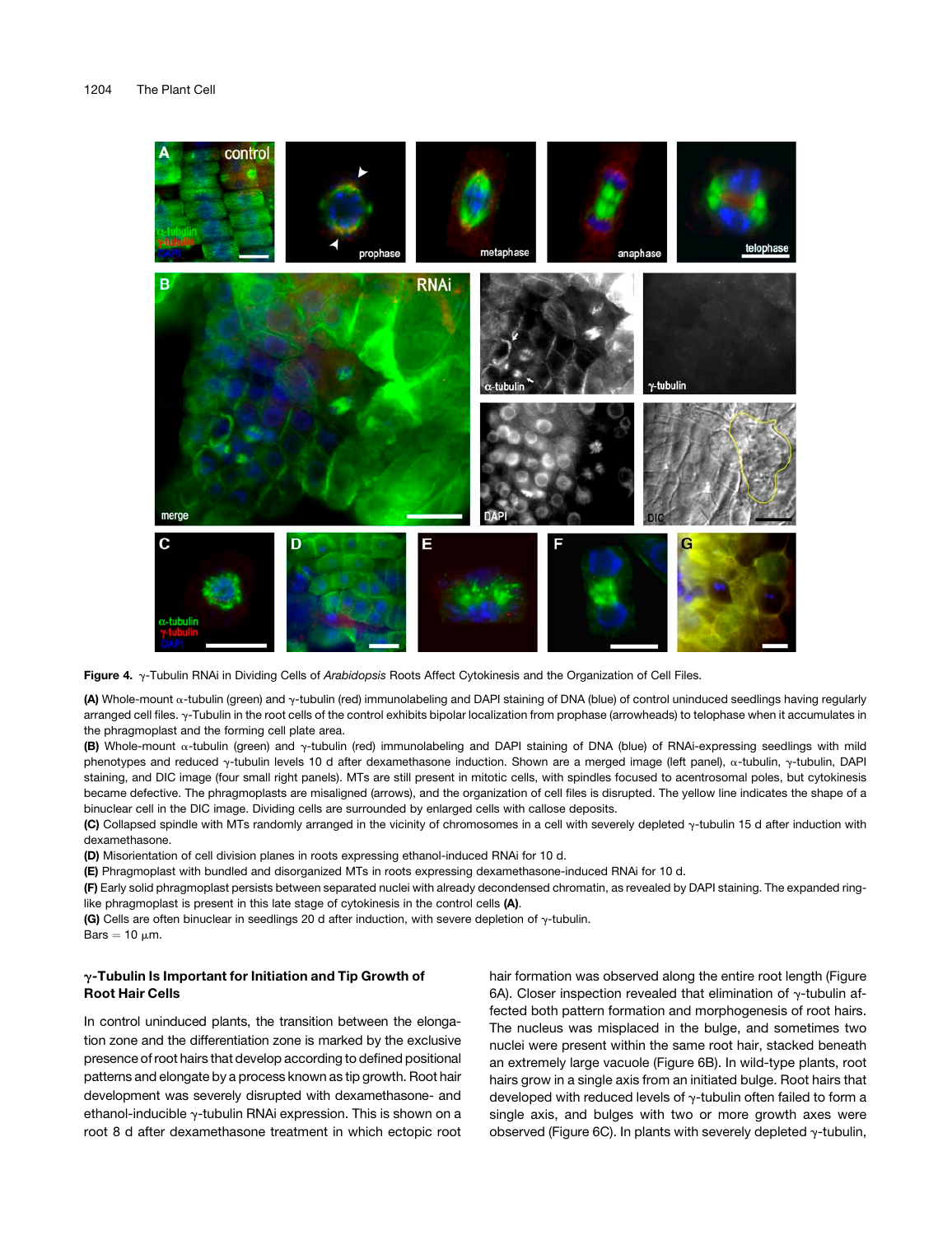**Figure 4.** γ-Tubulin RNAi in Dividing Cells of *Arabidopsis* Roots Affect Cytokinesis and the Organization of Cell Files.

**(A)** Whole-mount α-tubulin (green) and γ-tubulin (red) immunolabeling and DAPI staining of DNA (blue) of control uninduced seedlings having regularly arranged cell files. γ-Tubulin in the root cells of the control exhibits bipolar localization from prophase (arrowheads) to telophase when it accumulates in the phragmoplast and the forming cell plate area.

**(B)** Whole-mount α-tubulin (green) and γ-tubulin (red) immunolabeling and DAPI staining of DNA (blue) of RNAi-expressing seedlings with mild phenotypes and reduced γ-tubulin levels 10 d after dexamethasone induction. Shown are a merged image (left panel), α-tubulin, γ-tubulin, DAPI staining, and DIC image (four small right panels). MTs are still present in mitotic cells, with spindles focused to acentrosomal poles, but cytokinesis became defective. The phragmoplasts are misaligned (arrows), and the organization of cell files is disrupted. The yellow line indicates the shape of a binuclear cell in the DIC image. Dividing cells are surrounded by enlarged cells with callose deposits.

**(C)** Collapsed spindle with MTs randomly arranged in the vicinity of chromosomes in a cell with severely depleted γ-tubulin 15 d after induction with dexamethasone.

**(D)** Misorientation of cell division planes in roots expressing ethanol-induced RNAi for 10 d.

**(E)** Phragmoplast with bundled and disorganized MTs in roots expressing dexamethasone-induced RNAi for 10 d.

**(F)** Early solid phragmoplast persists between separated nuclei with already decondensed chromatin, as revealed by DAPI staining. The expanded ring-like phragmoplast is present in this late stage of cytokinesis in the control cells **(A)**.

**(G)** Cells are often binuclear in seedlings 20 d after induction, with severe depletion of γ-tubulin.

Bars = 10 μm.

### γ-Tubulin Is Important for Initiation and Tip Growth of Root Hair Cells

In control uninduced plants, the transition between the elongation zone and the differentiation zone is marked by the exclusive presence of root hairs that develop according to defined positional patterns and elongate by a process known as tip growth. Root hair development was severely disrupted with dexamethasone- and ethanol-inducible γ-tubulin RNAi expression. This is shown on a root 8 d after dexamethasone treatment in which ectopic root hair formation was observed along the entire root length (Figure 6A). Closer inspection revealed that elimination of γ-tubulin affected both pattern formation and morphogenesis of root hairs. The nucleus was misplaced in the bulge, and sometimes two nuclei were present within the same root hair, stacked beneath an extremely large vacuole (Figure 6B). In wild-type plants, root hairs grow in a single axis from an initiated bulge. Root hairs that developed with reduced levels of γ-tubulin often failed to form a single axis, and bulges with two or more growth axes were observed (Figure 6C). In plants with severely depleted γ-tubulin,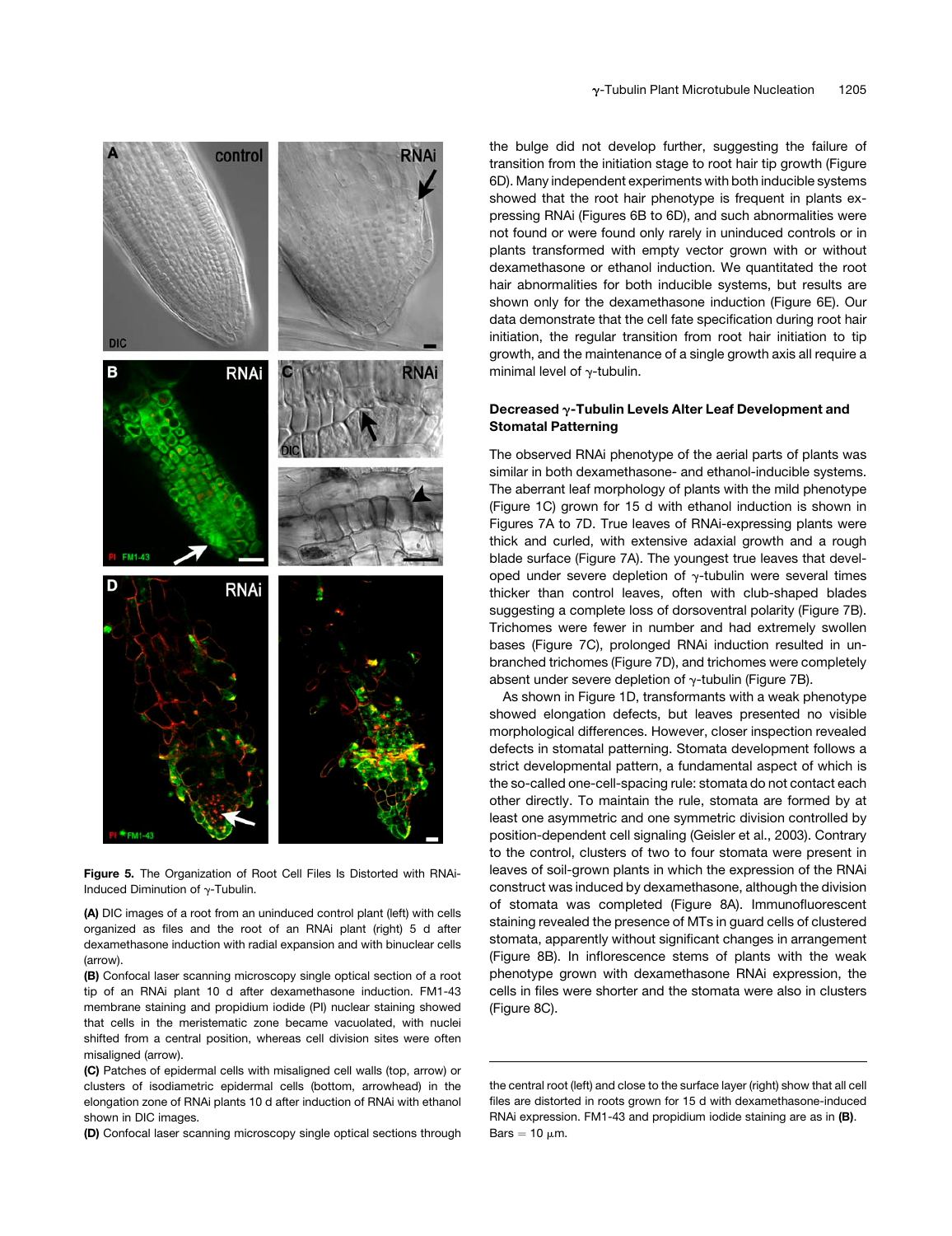**Figure 5.** The Organization of Root Cell Files Is Distorted with RNAi-Induced Diminution of γ-Tubulin.

**(A)** DIC images of a root from an uninduced control plant (left) with cells organized as files and the root of an RNAi plant (right) 5 d after dexamethasone induction with radial expansion and with binuclear cells (arrow).

**(B)** Confocal laser scanning microscopy single optical section of a root tip of an RNAi plant 10 d after dexamethasone induction. FM1-43 membrane staining and propidium iodide (PI) nuclear staining showed that cells in the meristematic zone became vacuolated, with nuclei shifted from a central position, whereas cell division sites were often misaligned (arrow).

**(C)** Patches of epidermal cells with misaligned cell walls (top, arrow) or clusters of isodiametric epidermal cells (bottom, arrowhead) in the elongation zone of RNAi plants 10 d after induction of RNAi with ethanol shown in DIC images.

**(D)** Confocal laser scanning microscopy single optical sections through the central root (left) and close to the surface layer (right) show that all cell files are distorted in roots grown for 15 d with dexamethasone-induced RNAi expression. FM1-43 and propidium iodide staining are as in **(B)**. Bars = 10 μm.

the bulge did not develop further, suggesting the failure of transition from the initiation stage to root hair tip growth (Figure 6D). Many independent experiments with both inducible systems showed that the root hair phenotype is frequent in plants expressing RNAi (Figures 6B to 6D), and such abnormalities were not found or were found only rarely in uninduced controls or in plants transformed with empty vector grown with or without dexamethasone or ethanol induction. We quantitated the root hair abnormalities for both inducible systems, but results are shown only for the dexamethasone induction (Figure 6E). Our data demonstrate that the cell fate specification during root hair initiation, the regular transition from root hair initiation to tip growth, and the maintenance of a single growth axis all require a minimal level of γ-tubulin.

### Decreased γ-Tubulin Levels Alter Leaf Development and Stomatal Patterning

The observed RNAi phenotype of the aerial parts of plants was similar in both dexamethasone- and ethanol-inducible systems. The aberrant leaf morphology of plants with the mild phenotype (Figure 1C) grown for 15 d with ethanol induction is shown in Figures 7A to 7D. True leaves of RNAi-expressing plants were thick and curled, with extensive adaxial growth and a rough blade surface (Figure 7A). The youngest true leaves that developed under severe depletion of γ-tubulin were several times thicker than control leaves, often with club-shaped blades suggesting a complete loss of dorsoventral polarity (Figure 7B). Trichomes were fewer in number and had extremely swollen bases (Figure 7C), prolonged RNAi induction resulted in unbranched trichomes (Figure 7D), and trichomes were completely absent under severe depletion of γ-tubulin (Figure 7B).

As shown in Figure 1D, transformants with a weak phenotype showed elongation defects, but leaves presented no visible morphological differences. However, closer inspection revealed defects in stomatal patterning. Stomata development follows a strict developmental pattern, a fundamental aspect of which is the so-called one-cell-spacing rule: stomata do not contact each other directly. To maintain the rule, stomata are formed by at least one asymmetric and one symmetric division controlled by position-dependent cell signaling (Geisler et al., 2003). Contrary to the control, clusters of two to four stomata were present in leaves of soil-grown plants in which the expression of the RNAi construct was induced by dexamethasone, although the division of stomata was completed (Figure 8A). Immunofluorescent staining revealed the presence of MTs in guard cells of clustered stomata, apparently without significant changes in arrangement (Figure 8B). In inflorescence stems of plants with the weak phenotype grown with dexamethasone RNAi expression, the cells in files were shorter and the stomata were also in clusters (Figure 8C).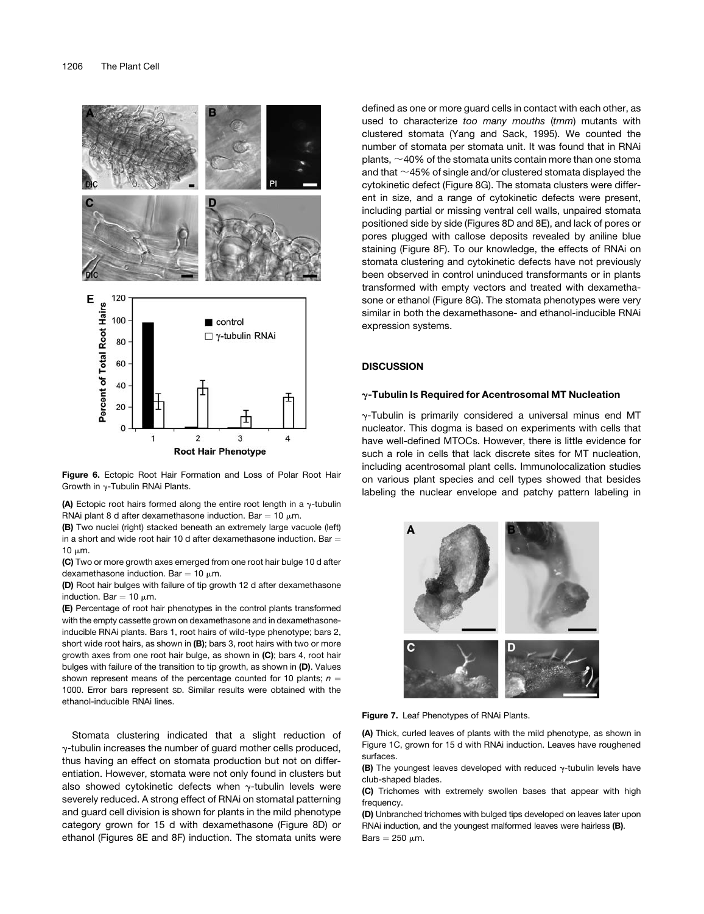**Figure 6.** Ectopic Root Hair Formation and Loss of Polar Root Hair Growth in γ-Tubulin RNAi Plants.

**(A)** Ectopic root hairs formed along the entire root length in a γ-tubulin RNAi plant 8 d after dexamethasone induction. Bar = 10 μm.

**(B)** Two nuclei (right) stacked beneath an extremely large vacuole (left) in a short and wide root hair 10 d after dexamethasone induction. Bar = 10 μm.

**(C)** Two or more growth axes emerged from one root hair bulge 10 d after dexamethasone induction. Bar = 10 μm.

**(D)** Root hair bulges with failure of tip growth 12 d after dexamethasone induction. Bar = 10 μm.

**(E)** Percentage of root hair phenotypes in the control plants transformed with the empty cassette grown on dexamethasone and in dexamethasone-inducible RNAi plants. Bars 1, root hairs of wild-type phenotype; bars 2, short wide root hairs, as shown in **(B)**; bars 3, root hairs with two or more growth axes from one root hair bulge, as shown in **(C)**; bars 4, root hair bulges with failure of the transition to tip growth, as shown in **(D)**. Values shown represent means of the percentage counted for 10 plants; $n = 1000$. Error bars represent SD. Similar results were obtained with the ethanol-inducible RNAi lines.

Stomata clustering indicated that a slight reduction of γ-tubulin increases the number of guard mother cells produced, thus having an effect on stomata production but not on differentiation. However, stomata were not only found in clusters but also showed cytokinetic defects when γ-tubulin levels were severely reduced. A strong effect of RNAi on stomatal patterning and guard cell division is shown for plants in the mild phenotype category grown for 15 d with dexamethasone (Figure 8D) or ethanol (Figures 8E and 8F) induction. The stomata units were defined as one or more guard cells in contact with each other, as used to characterize *too many mouths* (*tmm*) mutants with clustered stomata (Yang and Sack, 1995). We counted the number of stomata per stomata unit. It was found that in RNAi plants, ~40% of the stomata units contain more than one stoma and that ~45% of single and/or clustered stomata displayed the cytokinetic defect (Figure 8G). The stomata clusters were different in size, and a range of cytokinetic defects were present, including partial or missing ventral cell walls, unpaired stomata positioned side by side (Figures 8D and 8E), and lack of pores or pores plugged with callose deposits revealed by aniline blue staining (Figure 8F). To our knowledge, the effects of RNAi on stomata clustering and cytokinetic defects have not previously been observed in control uninduced transformants or in plants transformed with empty vectors and treated with dexamethasone or ethanol (Figure 8G). The stomata phenotypes were very similar in both the dexamethasone- and ethanol-inducible RNAi expression systems.

## DISCUSSION

### γ-Tubulin Is Required for Acentrosomal MT Nucleation

γ-Tubulin is primarily considered a universal minus end MT nucleator. This dogma is based on experiments with cells that have well-defined MTOCs. However, there is little evidence for such a role in cells that lack discrete sites for MT nucleation, including acentrosomal plant cells. Immunolocalization studies on various plant species and cell types showed that besides labeling the nuclear envelope and patchy pattern labeling in

**Figure 7.** Leaf Phenotypes of RNAi Plants.

**(A)** Thick, curled leaves of plants with the mild phenotype, as shown in Figure 1C, grown for 15 d with RNAi induction. Leaves have roughened surfaces.

**(B)** The youngest leaves developed with reduced γ-tubulin levels have club-shaped blades.

**(C)** Trichomes with extremely swollen bases that appear with high frequency.

**(D)** Unbranched trichomes with bulged tips developed on leaves later upon RNAi induction, and the youngest malformed leaves were hairless **(B)**.

Bars = 250 μm.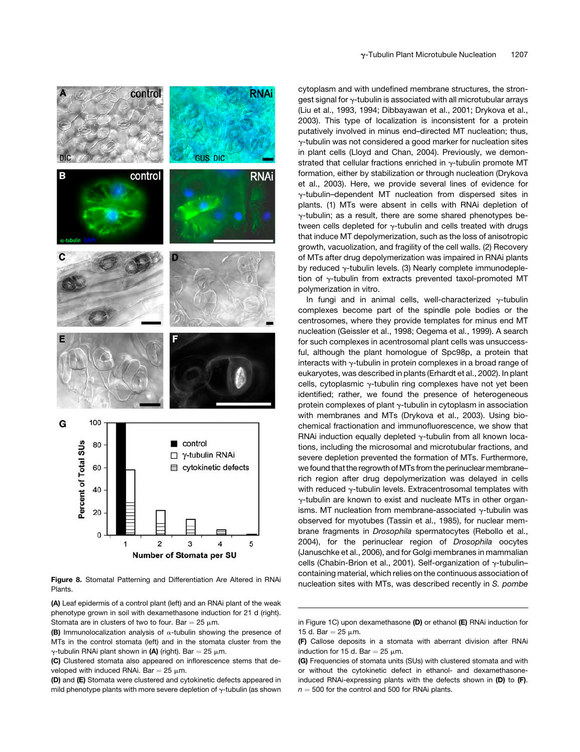**Figure 8.** Stomatal Patterning and Differentiation Are Altered in RNAi Plants.

**(A)** Leaf epidermis of a control plant (left) and an RNAi plant of the weak phenotype grown in soil with dexamethasone induction for 21 d (right). Stomata are in clusters of two to four. Bar = 25 μm.

**(B)** Immunolocalization analysis of α-tubulin showing the presence of MTs in the control stomata (left) and in the stomata cluster from the γ-tubulin RNAi plant shown in **(A)** (right). Bar = 25 μm.

**(C)** Clustered stomata also appeared on inflorescence stems that developed with induced RNAi. Bar = 25 μm.

**(D)** and **(E)** Stomata were clustered and cytokinetic defects appeared in mild phenotype plants with more severe depletion of γ-tubulin (as shown in Figure 1C) upon dexamethasone **(D)** or ethanol **(E)** RNAi induction for 15 d. Bar = 25 μm.

**(F)** Callose deposits in a stomata with aberrant division after RNAi induction for 15 d. Bar = 25 μm.

**(G)** Frequencies of stomata units (SUs) with clustered stomata and with or without the cytokinetic defect in ethanol- and dexamethasone-induced RNAi-expressing plants with the defects shown in **(D)** to **(F)**. $n = 500$ for the control and 500 for RNAi plants.

cytoplasm and with undefined membrane structures, the strongest signal for γ-tubulin is associated with all microtubular arrays (Liu et al., 1993, 1994; Dibbayawan et al., 2001; Drykova et al., 2003). This type of localization is inconsistent for a protein putatively involved in minus end–directed MT nucleation; thus, γ-tubulin was not considered a good marker for nucleation sites in plant cells (Lloyd and Chan, 2004). Previously, we demonstrated that cellular fractions enriched in γ-tubulin promote MT formation, either by stabilization or through nucleation (Drykova et al., 2003). Here, we provide several lines of evidence for γ-tubulin–dependent MT nucleation from dispersed sites in plants. (1) MTs were absent in cells with RNAi depletion of γ-tubulin; as a result, there are some shared phenotypes between cells depleted for γ-tubulin and cells treated with drugs that induce MT depolymerization, such as the loss of anisotropic growth, vacuolization, and fragility of the cell walls. (2) Recovery of MTs after drug depolymerization was impaired in RNAi plants by reduced γ-tubulin levels. (3) Nearly complete immunodepletion of γ-tubulin from extracts prevented taxol-promoted MT polymerization in vitro.

In fungi and in animal cells, well-characterized γ-tubulin complexes become part of the spindle pole bodies or the centrosomes, where they provide templates for minus end MT nucleation (Geissler et al., 1998; Oegema et al., 1999). A search for such complexes in acentrosomal plant cells was unsuccessful, although the plant homologue of Spc98p, a protein that interacts with γ-tubulin in protein complexes in a broad range of eukaryotes, was described in plants (Erhardt et al., 2002). In plant cells, cytoplasmic γ-tubulin ring complexes have not yet been identified; rather, we found the presence of heterogeneous protein complexes of plant γ-tubulin in cytoplasm in association with membranes and MTs (Drykova et al., 2003). Using biochemical fractionation and immunofluorescence, we show that RNAi induction equally depleted γ-tubulin from all known locations, including the microsomal and microtubular fractions, and severe depletion prevented the formation of MTs. Furthermore, we found that the regrowth of MTs from the perinuclear membrane–rich region after drug depolymerization was delayed in cells with reduced γ-tubulin levels. Extracentrosomal templates with γ-tubulin are known to exist and nucleate MTs in other organisms. MT nucleation from membrane-associated γ-tubulin was observed for myotubes (Tassin et al., 1985), for nuclear membrane fragments in *Drosophila* spermatocytes (Rebollo et al., 2004), for the perinuclear region of *Drosophila* oocytes (Januschke et al., 2006), and for Golgi membranes in mammalian cells (Chabin-Brion et al., 2001). Self-organization of γ-tubulin–containing material, which relies on the continuous association of nucleation sites with MTs, was described recently in *S. pombe*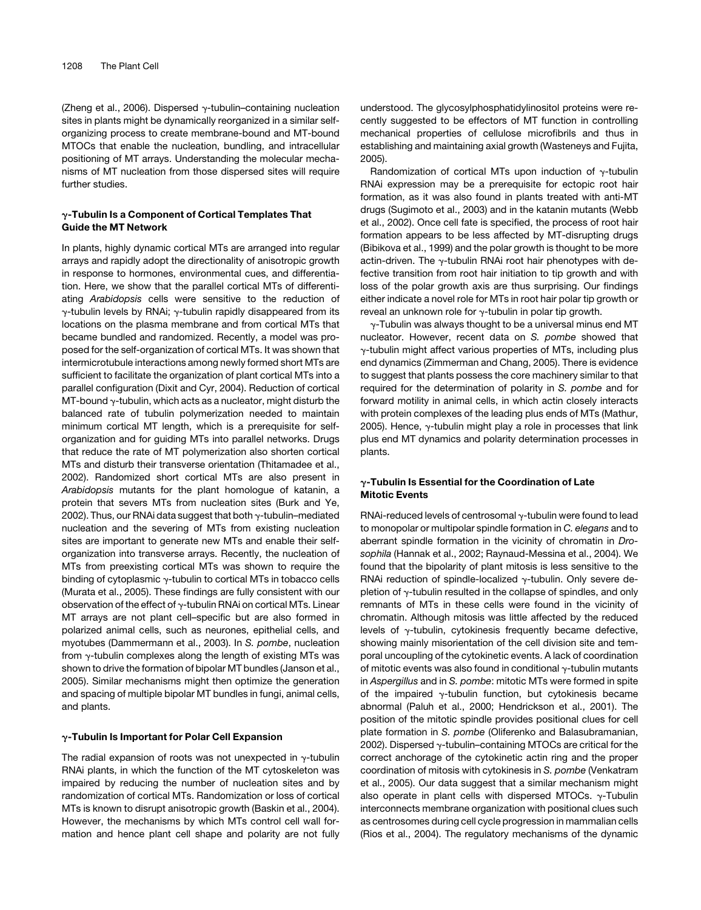(Zheng et al., 2006). Dispersed γ-tubulin–containing nucleation sites in plants might be dynamically reorganized in a similar self-organizing process to create membrane-bound and MT-bound MTOCs that enable the nucleation, bundling, and intracellular positioning of MT arrays. Understanding the molecular mechanisms of MT nucleation from those dispersed sites will require further studies.

### γ-Tubulin Is a Component of Cortical Templates That Guide the MT Network

In plants, highly dynamic cortical MTs are arranged into regular arrays and rapidly adopt the directionality of anisotropic growth in response to hormones, environmental cues, and differentiation. Here, we show that the parallel cortical MTs of differentiating *Arabidopsis* cells were sensitive to the reduction of γ-tubulin levels by RNAi; γ-tubulin rapidly disappeared from its locations on the plasma membrane and from cortical MTs that became bundled and randomized. Recently, a model was proposed for the self-organization of cortical MTs. It was shown that intermicrotubule interactions among newly formed short MTs are sufficient to facilitate the organization of plant cortical MTs into a parallel configuration (Dixit and Cyr, 2004). Reduction of cortical MT-bound γ-tubulin, which acts as a nucleator, might disturb the balanced rate of tubulin polymerization needed to maintain minimum cortical MT length, which is a prerequisite for self-organization and for guiding MTs into parallel networks. Drugs that reduce the rate of MT polymerization also shorten cortical MTs and disturb their transverse orientation (Thitamadee et al., 2002). Randomized short cortical MTs are also present in *Arabidopsis* mutants for the plant homologue of katanin, a protein that severs MTs from nucleation sites (Burk and Ye, 2002). Thus, our RNAi data suggest that both γ-tubulin–mediated nucleation and the severing of MTs from existing nucleation sites are important to generate new MTs and enable their self-organization into transverse arrays. Recently, the nucleation of MTs from preexisting cortical MTs was shown to require the binding of cytoplasmic γ-tubulin to cortical MTs in tobacco cells (Murata et al., 2005). These findings are fully consistent with our observation of the effect of γ-tubulin RNAi on cortical MTs. Linear MT arrays are not plant cell–specific but are also formed in polarized animal cells, such as neurones, epithelial cells, and myotubes (Dammermann et al., 2003). In *S. pombe*, nucleation from γ-tubulin complexes along the length of existing MTs was shown to drive the formation of bipolar MT bundles (Janson et al., 2005). Similar mechanisms might then optimize the generation and spacing of multiple bipolar MT bundles in fungi, animal cells, and plants.

### γ-Tubulin Is Important for Polar Cell Expansion

The radial expansion of roots was not unexpected in γ-tubulin RNAi plants, in which the function of the MT cytoskeleton was impaired by reducing the number of nucleation sites and by randomization of cortical MTs. Randomization or loss of cortical MTs is known to disrupt anisotropic growth (Baskin et al., 2004). However, the mechanisms by which MTs control cell wall formation and hence plant cell shape and polarity are not fully understood. The glycosylphosphatidylinositol proteins were recently suggested to be effectors of MT function in controlling mechanical properties of cellulose microfibrils and thus in establishing and maintaining axial growth (Wasteneys and Fujita, 2005).

Randomization of cortical MTs upon induction of γ-tubulin RNAi expression may be a prerequisite for ectopic root hair formation, as it was also found in plants treated with anti-MT drugs (Sugimoto et al., 2003) and in the katanin mutants (Webb et al., 2002). Once cell fate is specified, the process of root hair formation appears to be less affected by MT-disrupting drugs (Bibikova et al., 1999) and the polar growth is thought to be more actin-driven. The γ-tubulin RNAi root hair phenotypes with defective transition from root hair initiation to tip growth and with loss of the polar growth axis are thus surprising. Our findings either indicate a novel role for MTs in root hair polar tip growth or reveal an unknown role for γ-tubulin in polar tip growth.

γ-Tubulin was always thought to be a universal minus end MT nucleator. However, recent data on *S. pombe* showed that γ-tubulin might affect various properties of MTs, including plus end dynamics (Zimmerman and Chang, 2005). There is evidence to suggest that plants possess the core machinery similar to that required for the determination of polarity in *S. pombe* and for forward motility in animal cells, in which actin closely interacts with protein complexes of the leading plus ends of MTs (Mathur, 2005). Hence, γ-tubulin might play a role in processes that link plus end MT dynamics and polarity determination processes in plants.

### γ-Tubulin Is Essential for the Coordination of Late Mitotic Events

RNAi-reduced levels of centrosomal γ-tubulin were found to lead to monopolar or multipolar spindle formation in *C. elegans* and to aberrant spindle formation in the vicinity of chromatin in *Drosophila* (Hannak et al., 2002; Raynaud-Messina et al., 2004). We found that the bipolarity of plant mitosis is less sensitive to the RNAi reduction of spindle-localized γ-tubulin. Only severe depletion of γ-tubulin resulted in the collapse of spindles, and only remnants of MTs in these cells were found in the vicinity of chromatin. Although mitosis was little affected by the reduced levels of γ-tubulin, cytokinesis frequently became defective, showing mainly misorientation of the cell division site and temporal uncoupling of the cytokinetic events. A lack of coordination of mitotic events was also found in conditional γ-tubulin mutants in *Aspergillus* and in *S. pombe*: mitotic MTs were formed in spite of the impaired γ-tubulin function, but cytokinesis became abnormal (Paluh et al., 2000; Hendrickson et al., 2001). The position of the mitotic spindle provides positional clues for cell plate formation in *S. pombe* (Oliferenko and Balasubramanian, 2002). Dispersed γ-tubulin–containing MTOCs are critical for the correct anchorage of the cytokinetic actin ring and the proper coordination of mitosis with cytokinesis in *S. pombe* (Venkatram et al., 2005). Our data suggest that a similar mechanism might also operate in plant cells with dispersed MTOCs. γ-Tubulin interconnects membrane organization with positional clues such as centrosomes during cell cycle progression in mammalian cells (Rios et al., 2004). The regulatory mechanisms of the dynamic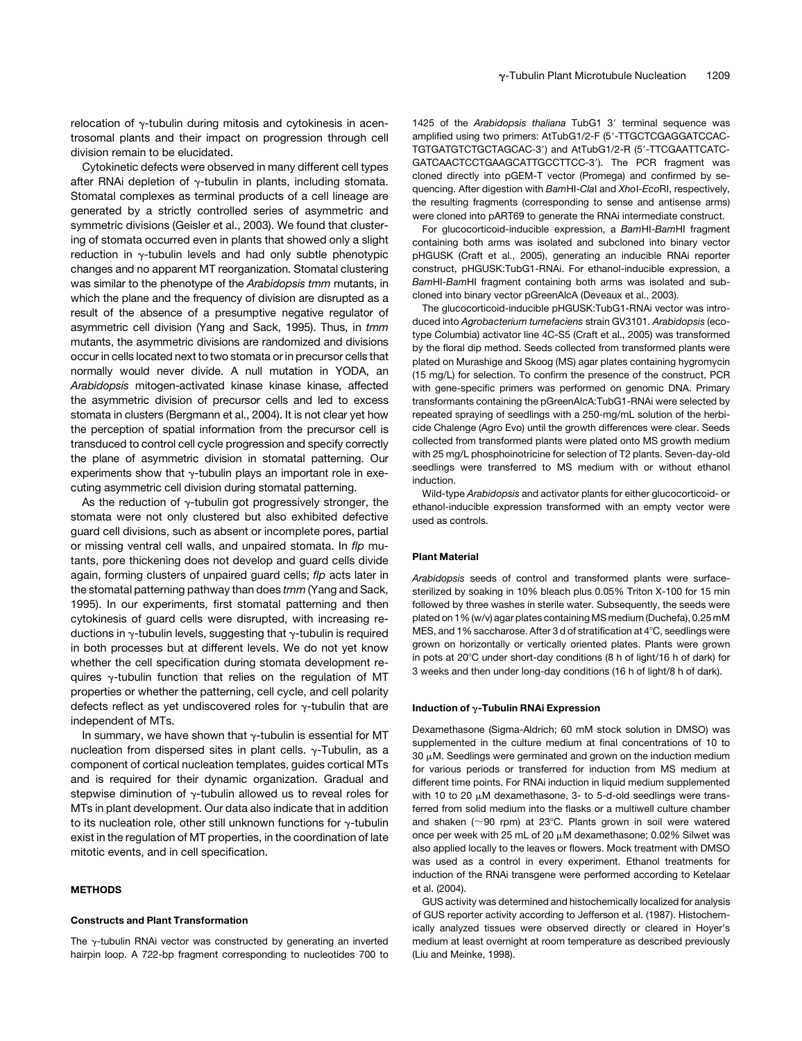relocation of γ-tubulin during mitosis and cytokinesis in acentrosomal plants and their impact on progression through cell division remain to be elucidated.

Cytokinetic defects were observed in many different cell types after RNAi depletion of γ-tubulin in plants, including stomata. Stomatal complexes as terminal products of a cell lineage are generated by a strictly controlled series of asymmetric and symmetric divisions (Geisler et al., 2003). We found that clustering of stomata occurred even in plants that showed only a slight reduction in γ-tubulin levels and had only subtle phenotypic changes and no apparent MT reorganization. Stomatal clustering was similar to the phenotype of the *Arabidopsis tmm* mutants, in which the plane and the frequency of division are disrupted as a result of the absence of a presumptive negative regulator of asymmetric cell division (Yang and Sack, 1995). Thus, in *tmm* mutants, the asymmetric divisions are randomized and divisions occur in cells located next to two stomata or in precursor cells that normally would never divide. A null mutation in YODA, an *Arabidopsis* mitogen-activated kinase kinase kinase, affected the asymmetric division of precursor cells and led to excess stomata in clusters (Bergmann et al., 2004). It is not clear yet how the perception of spatial information from the precursor cell is transduced to control cell cycle progression and specify correctly the plane of asymmetric division in stomatal patterning. Our experiments show that γ-tubulin plays an important role in executing asymmetric cell division during stomatal patterning.

As the reduction of γ-tubulin got progressively stronger, the stomata were not only clustered but also exhibited defective guard cell divisions, such as absent or incomplete pores, partial or missing ventral cell walls, and unpaired stomata. In *flp* mutants, pore thickening does not develop and guard cells divide again, forming clusters of unpaired guard cells; *flp* acts later in the stomatal patterning pathway than does *tmm* (Yang and Sack, 1995). In our experiments, first stomatal patterning and then cytokinesis of guard cells were disrupted, with increasing reductions in γ-tubulin levels, suggesting that γ-tubulin is required in both processes but at different levels. We do not yet know whether the cell specification during stomata development requires γ-tubulin function that relies on the regulation of MT properties or whether the patterning, cell cycle, and cell polarity defects reflect as yet undiscovered roles for γ-tubulin that are independent of MTs.

In summary, we have shown that γ-tubulin is essential for MT nucleation from dispersed sites in plant cells. γ-Tubulin, as a component of cortical nucleation templates, guides cortical MTs and is required for their dynamic organization. Gradual and stepwise diminution of γ-tubulin allowed us to reveal roles for MTs in plant development. Our data also indicate that in addition to its nucleation role, other still unknown functions for γ-tubulin exist in the regulation of MT properties, in the coordination of late mitotic events, and in cell specification.

## METHODS

### Constructs and Plant Transformation

The γ-tubulin RNAi vector was constructed by generating an inverted hairpin loop. A 722-bp fragment corresponding to nucleotides 700 to 1425 of the *Arabidopsis thaliana* TubG1 3′ terminal sequence was amplified using two primers: AtTubG1/2-F (5′-TTGCTCGAGGATCCACTGTGATGTCTGCTAGCAC-3′) and AtTubG1/2-R (5′-TTCGAATTCATCGATCAACTCCTGAAGCATTGCCTTCC-3′). The PCR fragment was cloned directly into pGEM-T vector (Promega) and confirmed by sequencing. After digestion with *Bam*HI-*Cla*I and *Xho*I-*Eco*RI, respectively, the resulting fragments (corresponding to sense and antisense arms) were cloned into pART69 to generate the RNAi intermediate construct.

For glucocorticoid-inducible expression, a *Bam*HI-*Bam*HI fragment containing both arms was isolated and subcloned into binary vector pHGUSK (Craft et al., 2005), generating an inducible RNAi reporter construct, pHGUSK:TubG1-RNAi. For ethanol-inducible expression, a *Bam*HI-*Bam*HI fragment containing both arms was isolated and subcloned into binary vector pGreenAlcA (Deveaux et al., 2003).

The glucocorticoid-inducible pHGUSK:TubG1-RNAi vector was introduced into *Agrobacterium tumefaciens* strain GV3101. *Arabidopsis* (ecotype Columbia) activator line 4C-S5 (Craft et al., 2005) was transformed by the floral dip method. Seeds collected from transformed plants were plated on Murashige and Skoog (MS) agar plates containing hygromycin (15 mg/L) for selection. To confirm the presence of the construct, PCR with gene-specific primers was performed on genomic DNA. Primary transformants containing the pGreenAlcA:TubG1-RNAi were selected by repeated spraying of seedlings with a 250-mg/mL solution of the herbicide Chalenge (Agro Evo) until the growth differences were clear. Seeds collected from transformed plants were plated onto MS growth medium with 25 mg/L phosphoinotricine for selection of T2 plants. Seven-day-old seedlings were transferred to MS medium with or without ethanol induction.

Wild-type *Arabidopsis* and activator plants for either glucocorticoid- or ethanol-inducible expression transformed with an empty vector were used as controls.

### Plant Material

*Arabidopsis* seeds of control and transformed plants were surface-sterilized by soaking in 10% bleach plus 0.05% Triton X-100 for 15 min followed by three washes in sterile water. Subsequently, the seeds were plated on 1% (w/v) agar plates containing MS medium (Duchefa), 0.25 mM MES, and 1% saccharose. After 3 d of stratification at 4°C, seedlings were grown on horizontally or vertically oriented plates. Plants were grown in pots at 20°C under short-day conditions (8 h of light/16 h of dark) for 3 weeks and then under long-day conditions (16 h of light/8 h of dark).

### Induction of γ-Tubulin RNAi Expression

Dexamethasone (Sigma-Aldrich; 60 mM stock solution in DMSO) was supplemented in the culture medium at final concentrations of 10 to 30 μM. Seedlings were germinated and grown on the induction medium for various periods or transferred for induction from MS medium at different time points. For RNAi induction in liquid medium supplemented with 10 to 20 μM dexamethasone, 3- to 5-d-old seedlings were transferred from solid medium into the flasks or a multiwell culture chamber and shaken (~90 rpm) at 23°C. Plants grown in soil were watered once per week with 25 mL of 20 μM dexamethasone; 0.02% Silwet was also applied locally to the leaves or flowers. Mock treatment with DMSO was used as a control in every experiment. Ethanol treatments for induction of the RNAi transgene were performed according to Ketelaar et al. (2004).

GUS activity was determined and histochemically localized for analysis of GUS reporter activity according to Jefferson et al. (1987). Histochemically analyzed tissues were observed directly or cleared in Hoyer's medium at least overnight at room temperature as described previously (Liu and Meinke, 1998).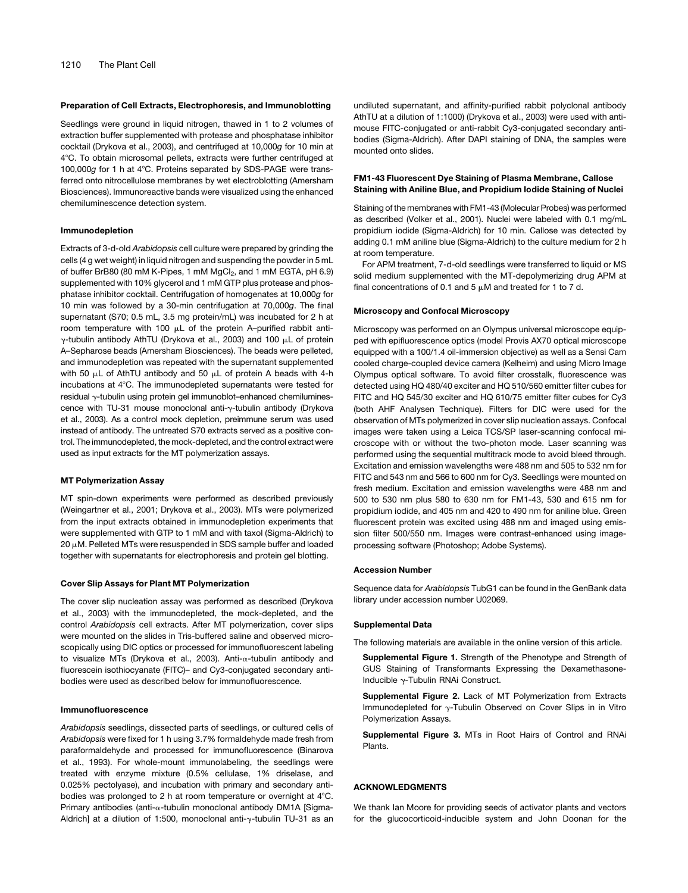#### Preparation of Cell Extracts, Electrophoresis, and Immunoblotting

Seedlings were ground in liquid nitrogen, thawed in 1 to 2 volumes of extraction buffer supplemented with protease and phosphatase inhibitor cocktail (Drykova et al., 2003), and centrifuged at 10,000*g* for 10 min at 4°C. To obtain microsomal pellets, extracts were further centrifuged at 100,000*g* for 1 h at 4°C. Proteins separated by SDS-PAGE were transferred onto nitrocellulose membranes by wet electroblotting (Amersham Biosciences). Immunoreactive bands were visualized using the enhanced chemiluminescence detection system.

#### Immunodepletion

Extracts of 3-d-old *Arabidopsis* cell culture were prepared by grinding the cells (4 g wet weight) in liquid nitrogen and suspending the powder in 5 mL of buffer BrB80 (80 mM K-Pipes, 1 mM $MgCl_2$, and 1 mM EGTA, pH 6.9) supplemented with 10% glycerol and 1 mM GTP plus protease and phosphatase inhibitor cocktail. Centrifugation of homogenates at 10,000*g* for 10 min was followed by a 30-min centrifugation at 70,000*g*. The final supernatant (S70; 0.5 mL, 3.5 mg protein/mL) was incubated for 2 h at room temperature with 100 μL of the protein A–purified rabbit anti-γ-tubulin antibody AthTU (Drykova et al., 2003) and 100 μL of protein A–Sepharose beads (Amersham Biosciences). The beads were pelleted, and immunodepletion was repeated with the supernatant supplemented with 50 μL of AthTU antibody and 50 μL of protein A beads with 4-h incubations at 4°C. The immunodepleted supernatants were tested for residual γ-tubulin using protein gel immunoblot–enhanced chemiluminescence with TU-31 mouse monoclonal anti-γ-tubulin antibody (Drykova et al., 2003). As a control mock depletion, preimmune serum was used instead of antibody. The untreated S70 extracts served as a positive control. The immunodepleted, the mock-depleted, and the control extract were used as input extracts for the MT polymerization assays.

#### MT Polymerization Assay

MT spin-down experiments were performed as described previously (Weingartner et al., 2001; Drykova et al., 2003). MTs were polymerized from the input extracts obtained in immunodepletion experiments that were supplemented with GTP to 1 mM and with taxol (Sigma-Aldrich) to 20 μM. Pelleted MTs were resuspended in SDS sample buffer and loaded together with supernatants for electrophoresis and protein gel blotting.

#### Cover Slip Assays for Plant MT Polymerization

The cover slip nucleation assay was performed as described (Drykova et al., 2003) with the immunodepleted, the mock-depleted, and the control *Arabidopsis* cell extracts. After MT polymerization, cover slips were mounted on the slides in Tris-buffered saline and observed microscopically using DIC optics or processed for immunofluorescent labeling to visualize MTs (Drykova et al., 2003). Anti-α-tubulin antibody and fluorescein isothiocyanate (FITC)– and Cy3-conjugated secondary antibodies were used as described below for immunofluorescence.

#### Immunofluorescence

*Arabidopsis* seedlings, dissected parts of seedlings, or cultured cells of *Arabidopsis* were fixed for 1 h using 3.7% formaldehyde made fresh from paraformaldehyde and processed for immunofluorescence (Binarova et al., 1993). For whole-mount immunolabeling, the seedlings were treated with enzyme mixture (0.5% cellulase, 1% driselase, and 0.025% pectolyase), and incubation with primary and secondary antibodies was prolonged to 2 h at room temperature or overnight at 4°C. Primary antibodies (anti-α-tubulin monoclonal antibody DM1A [Sigma-Aldrich] at a dilution of 1:500, monoclonal anti-γ-tubulin TU-31 as an undiluted supernatant, and affinity-purified rabbit polyclonal antibody AthTU at a dilution of 1:1000) (Drykova et al., 2003) were used with anti-mouse FITC-conjugated or anti-rabbit Cy3-conjugated secondary antibodies (Sigma-Aldrich). After DAPI staining of DNA, the samples were mounted onto slides.

#### FM1-43 Fluorescent Dye Staining of Plasma Membrane, Callose Staining with Aniline Blue, and Propidium Iodide Staining of Nuclei

Staining of the membranes with FM1-43 (Molecular Probes) was performed as described (Volker et al., 2001). Nuclei were labeled with 0.1 mg/mL propidium iodide (Sigma-Aldrich) for 10 min. Callose was detected by adding 0.1 mM aniline blue (Sigma-Aldrich) to the culture medium for 2 h at room temperature.

For APM treatment, 7-d-old seedlings were transferred to liquid or MS solid medium supplemented with the MT-depolymerizing drug APM at final concentrations of 0.1 and 5 μM and treated for 1 to 7 d.

#### Microscopy and Confocal Microscopy

Microscopy was performed on an Olympus universal microscope equipped with epifluorescence optics (model Provis AX70 optical microscope equipped with a 100/1.4 oil-immersion objective) as well as a Sensi Cam cooled charge-coupled device camera (Kelheim) and using Micro Image Olympus optical software. To avoid filter crosstalk, fluorescence was detected using HQ 480/40 exciter and HQ 510/560 emitter filter cubes for FITC and HQ 545/30 exciter and HQ 610/75 emitter filter cubes for Cy3 (both AHF Analysen Technique). Filters for DIC were used for the observation of MTs polymerized in cover slip nucleation assays. Confocal images were taken using a Leica TCS/SP laser-scanning confocal microscope with or without the two-photon mode. Laser scanning was performed using the sequential multitrack mode to avoid bleed through. Excitation and emission wavelengths were 488 nm and 505 to 532 nm for FITC and 543 nm and 566 to 600 nm for Cy3. Seedlings were mounted on fresh medium. Excitation and emission wavelengths were 488 nm and 500 to 530 nm plus 580 to 630 nm for FM1-43, 530 and 615 nm for propidium iodide, and 405 nm and 420 to 490 nm for aniline blue. Green fluorescent protein was excited using 488 nm and imaged using emission filter 500/550 nm. Images were contrast-enhanced using image-processing software (Photoshop; Adobe Systems).

#### Accession Number

Sequence data for *Arabidopsis* TubG1 can be found in the GenBank data library under accession number U02069.

#### Supplemental Data

The following materials are available in the online version of this article.

**Supplemental Figure 1.** Strength of the Phenotype and Strength of GUS Staining of Transformants Expressing the Dexamethasone-Inducible γ-Tubulin RNAi Construct.

**Supplemental Figure 2.** Lack of MT Polymerization from Extracts Immunodepleted for γ-Tubulin Observed on Cover Slips in in Vitro Polymerization Assays.

**Supplemental Figure 3.** MTs in Root Hairs of Control and RNAi Plants.

## ACKNOWLEDGMENTS

We thank Ian Moore for providing seeds of activator plants and vectors for the glucocorticoid-inducible system and John Doonan for the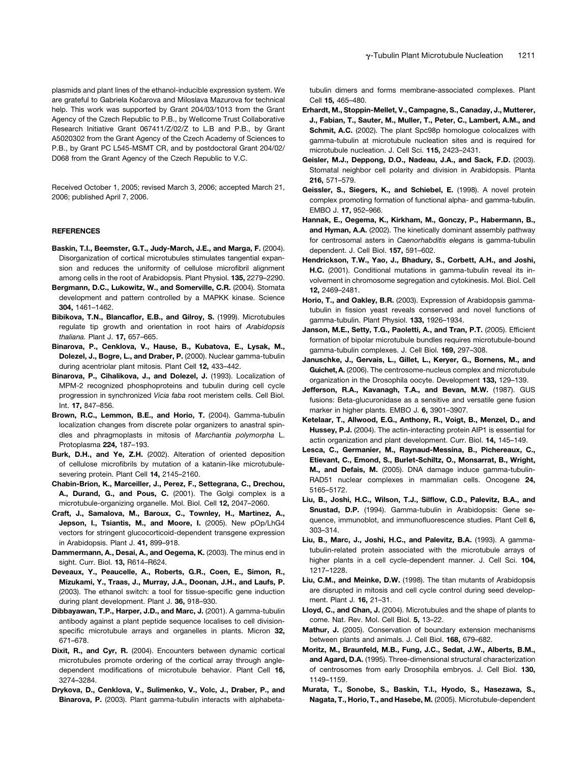plasmids and plant lines of the ethanol-inducible expression system. We are grateful to Gabriela Kočarova and Miloslava Mazurova for technical help. This work was supported by Grant 204/03/1013 from the Grant Agency of the Czech Republic to P.B., by Wellcome Trust Collaborative Research Initiative Grant 067411/Z/02/Z to L.B and P.B., by Grant A5020302 from the Grant Agency of the Czech Academy of Sciences to P.B., by Grant PC L545-MSMT CR, and by postdoctoral Grant 204/02/D068 from the Grant Agency of the Czech Republic to V.C.

Received October 1, 2005; revised March 3, 2006; accepted March 21, 2006; published April 7, 2006.

## REFERENCES

**Baskin, T.I., Beemster, G.T., Judy-March, J.E., and Marga, F.** (2004). Disorganization of cortical microtubules stimulates tangential expansion and reduces the uniformity of cellulose microfibril alignment among cells in the root of Arabidopsis. Plant Physiol. **135,** 2279–2290.

**Bergmann, D.C., Lukowitz, W., and Somerville, C.R.** (2004). Stomata development and pattern controlled by a MAPKK kinase. Science **304,** 1461–1462.

**Bibikova, T.N., Blancaflor, E.B., and Gilroy, S.** (1999). Microtubules regulate tip growth and orientation in root hairs of *Arabidopsis thaliana*. Plant J. **17,** 657–665.

**Binarova, P., Cenklova, V., Hause, B., Kubatova, E., Lysak, M., Dolezel, J., Bogre, L., and Draber, P.** (2000). Nuclear gamma-tubulin during acentriolar plant mitosis. Plant Cell **12,** 433–442.

**Binarova, P., Cihalikova, J., and Dolezel, J.** (1993). Localization of MPM-2 recognized phosphoproteins and tubulin during cell cycle progression in synchronized *Vicia faba* root meristem cells. Cell Biol. Int. **17,** 847–856.

**Brown, R.C., Lemmon, B.E., and Horio, T.** (2004). Gamma-tubulin localization changes from discrete polar organizers to anastral spindles and phragmoplasts in mitosis of *Marchantia polymorpha* L. Protoplasma **224,** 187–193.

**Burk, D.H., and Ye, Z.H.** (2002). Alteration of oriented deposition of cellulose microfibrils by mutation of a katanin-like microtubule-severing protein. Plant Cell **14,** 2145–2160.

**Chabin-Brion, K., Marceiller, J., Perez, F., Settegrana, C., Drechou, A., Durand, G., and Pous, C.** (2001). The Golgi complex is a microtubule-organizing organelle. Mol. Biol. Cell **12,** 2047–2060.

**Craft, J., Samalova, M., Baroux, C., Townley, H., Martinez, A., Jepson, I., Tsiantis, M., and Moore, I.** (2005). New pOp/LhG4 vectors for stringent glucocorticoid-dependent transgene expression in Arabidopsis. Plant J. **41,** 899–918.

**Dammermann, A., Desai, A., and Oegema, K.** (2003). The minus end in sight. Curr. Biol. **13,** R614–R624.

**Deveaux, Y., Peaucelle, A., Roberts, G.R., Coen, E., Simon, R., Mizukami, Y., Traas, J., Murray, J.A., Doonan, J.H., and Laufs, P.** (2003). The ethanol switch: a tool for tissue-specific gene induction during plant development. Plant J. **36,** 918–930.

**Dibbayawan, T.P., Harper, J.D., and Marc, J.** (2001). A gamma-tubulin antibody against a plant peptide sequence localises to cell division-specific microtubule arrays and organelles in plants. Micron **32,** 671–678.

**Dixit, R., and Cyr, R.** (2004). Encounters between dynamic cortical microtubules promote ordering of the cortical array through angle-dependent modifications of microtubule behavior. Plant Cell **16,** 3274–3284.

**Drykova, D., Cenklova, V., Sulimenko, V., Volc, J., Draber, P., and Binarova, P.** (2003). Plant gamma-tubulin interacts with alphabeta-tubulin dimers and forms membrane-associated complexes. Plant Cell **15,** 465–480.

**Erhardt, M., Stoppin-Mellet, V., Campagne, S., Canaday, J., Mutterer, J., Fabian, T., Sauter, M., Muller, T., Peter, C., Lambert, A.M., and Schmit, A.C.** (2002). The plant Spc98p homologue colocalizes with gamma-tubulin at microtubule nucleation sites and is required for microtubule nucleation. J. Cell Sci. **115,** 2423–2431.

**Geisler, M.J., Deppong, D.O., Nadeau, J.A., and Sack, F.D.** (2003). Stomatal neighbor cell polarity and division in Arabidopsis. Planta **216,** 571–579.

**Geissler, S., Siegers, K., and Schiebel, E.** (1998). A novel protein complex promoting formation of functional alpha- and gamma-tubulin. EMBO J. **17,** 952–966.

**Hannak, E., Oegema, K., Kirkham, M., Gonczy, P., Habermann, B., and Hyman, A.A.** (2002). The kinetically dominant assembly pathway for centrosomal asters in *Caenorhabditis elegans* is gamma-tubulin dependent. J. Cell Biol. **157,** 591–602.

**Hendrickson, T.W., Yao, J., Bhadury, S., Corbett, A.H., and Joshi, H.C.** (2001). Conditional mutations in gamma-tubulin reveal its involvement in chromosome segregation and cytokinesis. Mol. Biol. Cell **12,** 2469–2481.

**Horio, T., and Oakley, B.R.** (2003). Expression of Arabidopsis gamma-tubulin in fission yeast reveals conserved and novel functions of gamma-tubulin. Plant Physiol. **133,** 1926–1934.

**Janson, M.E., Setty, T.G., Paoletti, A., and Tran, P.T.** (2005). Efficient formation of bipolar microtubule bundles requires microtubule-bound gamma-tubulin complexes. J. Cell Biol. **169,** 297–308.

**Januschke, J., Gervais, L., Gillet, L., Keryer, G., Bornens, M., and Guichet, A.** (2006). The centrosome-nucleus complex and microtubule organization in the Drosophila oocyte. Development **133,** 129–139.

**Jefferson, R.A., Kavanagh, T.A., and Bevan, M.W.** (1987). GUS fusions: Beta-glucuronidase as a sensitive and versatile gene fusion marker in higher plants. EMBO J. **6,** 3901–3907.

**Ketelaar, T., Allwood, E.G., Anthony, R., Voigt, B., Menzel, D., and Hussey, P.J.** (2004). The actin-interacting protein AIP1 is essential for actin organization and plant development. Curr. Biol. **14,** 145–149.

**Lesca, C., Germanier, M., Raynaud-Messina, B., Pichereaux, C., Etievant, C., Emond, S., Burlet-Schiltz, O., Monsarrat, B., Wright, M., and Defais, M.** (2005). DNA damage induce gamma-tubulin-RAD51 nuclear complexes in mammalian cells. Oncogene **24,** 5165–5172.

**Liu, B., Joshi, H.C., Wilson, T.J., Silflow, C.D., Palevitz, B.A., and Snustad, D.P.** (1994). Gamma-tubulin in Arabidopsis: Gene sequence, immunoblot, and immunofluorescence studies. Plant Cell **6,** 303–314.

**Liu, B., Marc, J., Joshi, H.C., and Palevitz, B.A.** (1993). A gamma-tubulin-related protein associated with the microtubule arrays of higher plants in a cell cycle-dependent manner. J. Cell Sci. **104,** 1217–1228.

**Liu, C.M., and Meinke, D.W.** (1998). The titan mutants of Arabidopsis are disrupted in mitosis and cell cycle control during seed development. Plant J. **16,** 21–31.

**Lloyd, C., and Chan, J.** (2004). Microtubules and the shape of plants to come. Nat. Rev. Mol. Cell Biol. **5,** 13–22.

**Mathur, J.** (2005). Conservation of boundary extension mechanisms between plants and animals. J. Cell Biol. **168,** 679–682.

**Moritz, M., Braunfeld, M.B., Fung, J.C., Sedat, J.W., Alberts, B.M., and Agard, D.A.** (1995). Three-dimensional structural characterization of centrosomes from early Drosophila embryos. J. Cell Biol. **130,** 1149–1159.

**Murata, T., Sonobe, S., Baskin, T.I., Hyodo, S., Hasezawa, S., Nagata, T., Horio, T., and Hasebe, M.** (2005). Microtubule-dependent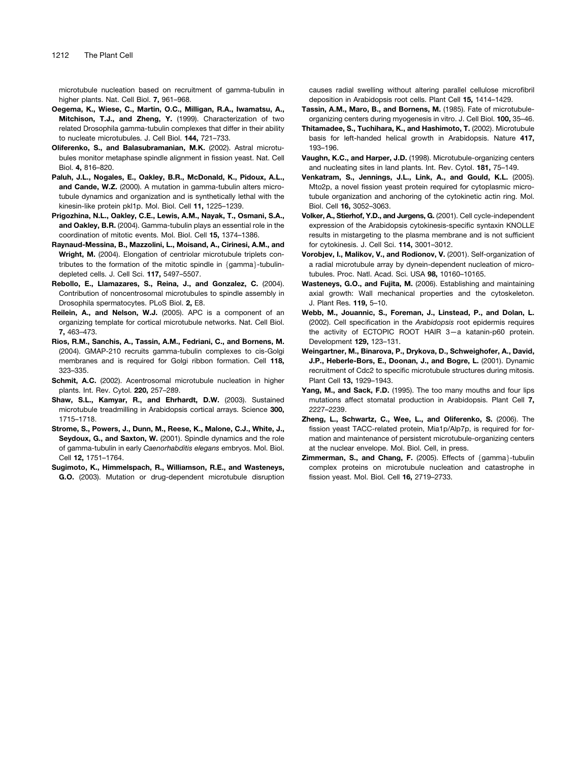microtubule nucleation based on recruitment of gamma-tubulin in higher plants. Nat. Cell Biol. **7,** 961–968.

**Oegema, K., Wiese, C., Martin, O.C., Milligan, R.A., Iwamatsu, A., Mitchison, T.J., and Zheng, Y.** (1999). Characterization of two related Drosophila gamma-tubulin complexes that differ in their ability to nucleate microtubules. J. Cell Biol. **144,** 721–733.

**Oliferenko, S., and Balasubramanian, M.K.** (2002). Astral microtubules monitor metaphase spindle alignment in fission yeast. Nat. Cell Biol. **4,** 816–820.

**Paluh, J.L., Nogales, E., Oakley, B.R., McDonald, K., Pidoux, A.L., and Cande, W.Z.** (2000). A mutation in gamma-tubulin alters microtubule dynamics and organization and is synthetically lethal with the kinesin-like protein pkl1p. Mol. Biol. Cell **11,** 1225–1239.

**Prigozhina, N.L., Oakley, C.E., Lewis, A.M., Nayak, T., Osmani, S.A., and Oakley, B.R.** (2004). Gamma-tubulin plays an essential role in the coordination of mitotic events. Mol. Biol. Cell **15,** 1374–1386.

**Raynaud-Messina, B., Mazzolini, L., Moisand, A., Cirinesi, A.M., and Wright, M.** (2004). Elongation of centriolar microtubule triplets contributes to the formation of the mitotic spindle in {gamma}-tubulin-depleted cells. J. Cell Sci. **117,** 5497–5507.

**Rebollo, E., Llamazares, S., Reina, J., and Gonzalez, C.** (2004). Contribution of noncentrosomal microtubules to spindle assembly in Drosophila spermatocytes. PLoS Biol. **2,** E8.

**Reilein, A., and Nelson, W.J.** (2005). APC is a component of an organizing template for cortical microtubule networks. Nat. Cell Biol. **7,** 463–473.

**Rios, R.M., Sanchis, A., Tassin, A.M., Fedriani, C., and Bornens, M.** (2004). GMAP-210 recruits gamma-tubulin complexes to cis-Golgi membranes and is required for Golgi ribbon formation. Cell **118,** 323–335.

**Schmit, A.C.** (2002). Acentrosomal microtubule nucleation in higher plants. Int. Rev. Cytol. **220,** 257–289.

**Shaw, S.L., Kamyar, R., and Ehrhardt, D.W.** (2003). Sustained microtubule treadmilling in Arabidopsis cortical arrays. Science **300,** 1715–1718.

**Strome, S., Powers, J., Dunn, M., Reese, K., Malone, C.J., White, J., Seydoux, G., and Saxton, W.** (2001). Spindle dynamics and the role of gamma-tubulin in early *Caenorhabditis elegans* embryos. Mol. Biol. Cell **12,** 1751–1764.

**Sugimoto, K., Himmelspach, R., Williamson, R.E., and Wasteneys, G.O.** (2003). Mutation or drug-dependent microtubule disruption causes radial swelling without altering parallel cellulose microfibril deposition in Arabidopsis root cells. Plant Cell **15,** 1414–1429.

**Tassin, A.M., Maro, B., and Bornens, M.** (1985). Fate of microtubule-organizing centers during myogenesis in vitro. J. Cell Biol. **100,** 35–46.

**Thitamadee, S., Tuchihara, K., and Hashimoto, T.** (2002). Microtubule basis for left-handed helical growth in Arabidopsis. Nature **417,** 193–196.

**Vaughn, K.C., and Harper, J.D.** (1998). Microtubule-organizing centers and nucleating sites in land plants. Int. Rev. Cytol. **181,** 75–149.

**Venkatram, S., Jennings, J.L., Link, A., and Gould, K.L.** (2005). Mto2p, a novel fission yeast protein required for cytoplasmic microtubule organization and anchoring of the cytokinetic actin ring. Mol. Biol. Cell **16,** 3052–3063.

**Volker, A., Stierhof, Y.D., and Jurgens, G.** (2001). Cell cycle-independent expression of the Arabidopsis cytokinesis-specific syntaxin KNOLLE results in mistargeting to the plasma membrane and is not sufficient for cytokinesis. J. Cell Sci. **114,** 3001–3012.

**Vorobjev, I., Malikov, V., and Rodionov, V.** (2001). Self-organization of a radial microtubule array by dynein-dependent nucleation of microtubules. Proc. Natl. Acad. Sci. USA **98,** 10160–10165.

**Wasteneys, G.O., and Fujita, M.** (2006). Establishing and maintaining axial growth: Wall mechanical properties and the cytoskeleton. J. Plant Res. **119,** 5–10.

**Webb, M., Jouannic, S., Foreman, J., Linstead, P., and Dolan, L.** (2002). Cell specification in the *Arabidopsis* root epidermis requires the activity of ECTOPIC ROOT HAIR 3—a katanin-p60 protein. Development **129,** 123–131.

**Weingartner, M., Binarova, P., Drykova, D., Schweighofer, A., David, J.P., Heberle-Bors, E., Doonan, J., and Bogre, L.** (2001). Dynamic recruitment of Cdc2 to specific microtubule structures during mitosis. Plant Cell **13,** 1929–1943.

**Yang, M., and Sack, F.D.** (1995). The too many mouths and four lips mutations affect stomatal production in Arabidopsis. Plant Cell **7,** 2227–2239.

**Zheng, L., Schwartz, C., Wee, L., and Oliferenko, S.** (2006). The fission yeast TACC-related protein, Mia1p/Alp7p, is required for formation and maintenance of persistent microtubule-organizing centers at the nuclear envelope. Mol. Biol. Cell, in press.

**Zimmerman, S., and Chang, F.** (2005). Effects of {gamma}-tubulin complex proteins on microtubule nucleation and catastrophe in fission yeast. Mol. Biol. Cell **16,** 2719–2733.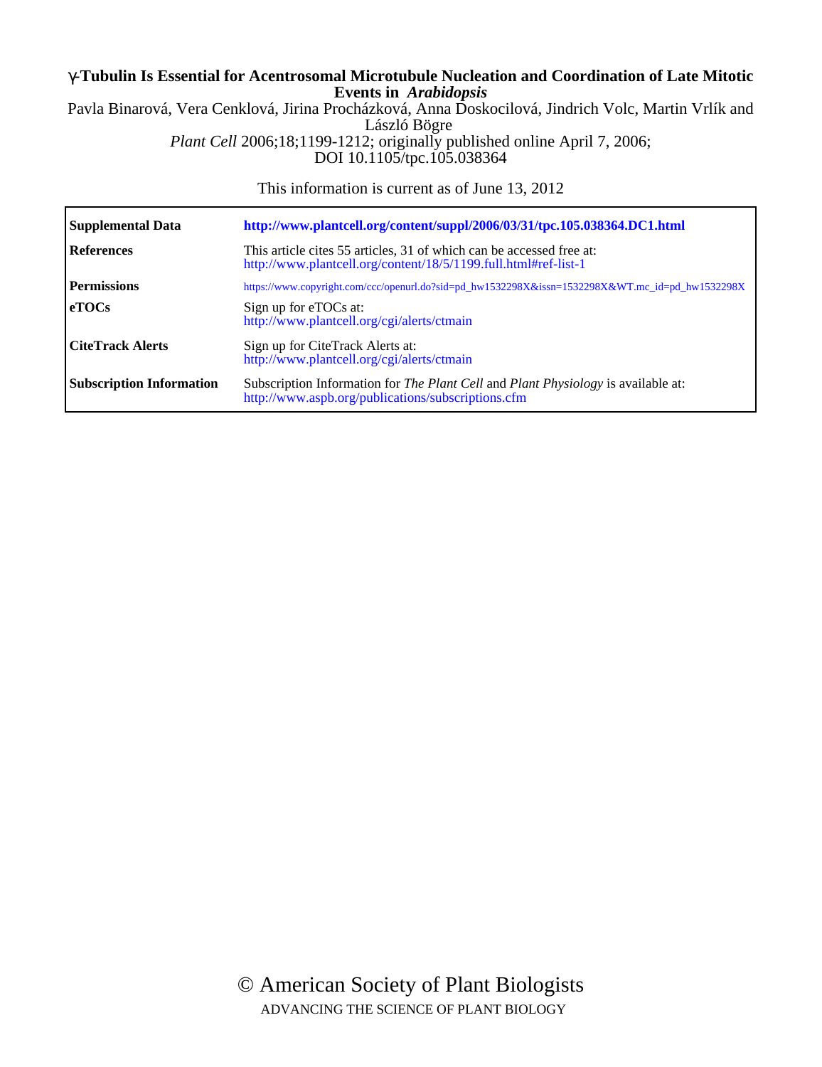**γ-Tubulin Is Essential for Acentrosomal Microtubule Nucleation and Coordination of Late Mitotic Events in *Arabidopsis***

Pavla Binarová, Vera Cenklová, Jirina Procházková, Anna Doskocilová, Jindrich Volc, Martin Vrlík and László Bögre

*Plant Cell* 2006;18;1199-1212; originally published online April 7, 2006;
DOI 10.1105/tpc.105.038364

This information is current as of June 13, 2012

| | |
|---|---|
| **Supplemental Data** | **http://www.plantcell.org/content/suppl/2006/03/31/tpc.105.038364.DC1.html** |
| **References** | This article cites 55 articles, 31 of which can be accessed free at: http://www.plantcell.org/content/18/5/1199.full.html#ref-list-1 |
| **Permissions** | https://www.copyright.com/ccc/openurl.do?sid=pd_hw1532298X&issn=1532298X&WT.mc_id=pd_hw1532298X |
| **eTOCs** | Sign up for eTOCs at: http://www.plantcell.org/cgi/alerts/ctmain |
| **CiteTrack Alerts** | Sign up for CiteTrack Alerts at: http://www.plantcell.org/cgi/alerts/ctmain |
| **Subscription Information** | Subscription Information for *The Plant Cell* and *Plant Physiology* is available at: http://www.aspb.org/publications/subscriptions.cfm |

© American Society of Plant Biologists
ADVANCING THE SCIENCE OF PLANT BIOLOGY